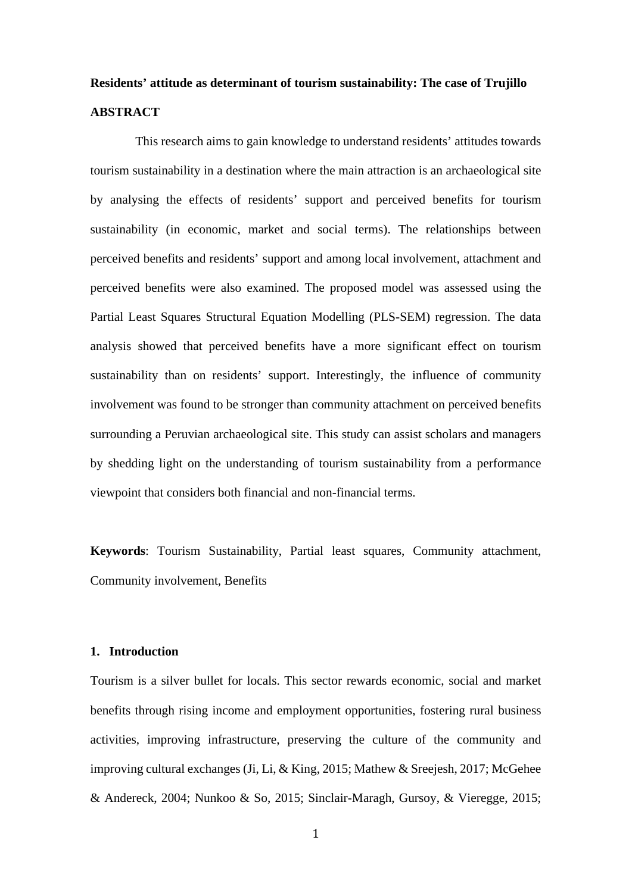**Residents' attitude as determinant of tourism sustainability: The case of Trujillo**

**ABSTRACT**

This research aims to gain knowledge to understand residents' attitudes towards tourism sustainability in a destination where the main attraction is an archaeological site by analysing the effects of residents' support and perceived benefits for tourism sustainability (in economic, market and social terms). The relationships between perceived benefits and residents' support and among local involvement, attachment and perceived benefits were also examined. The proposed model was assessed using the Partial Least Squares Structural Equation Modelling (PLS-SEM) regression. The data analysis showed that perceived benefits have a more significant effect on tourism sustainability than on residents' support. Interestingly, the influence of community involvement was found to be stronger than community attachment on perceived benefits surrounding a Peruvian archaeological site. This study can assist scholars and managers by shedding light on the understanding of tourism sustainability from a performance viewpoint that considers both financial and non-financial terms.

**Keywords**: Tourism Sustainability, Partial least squares, Community attachment, Community involvement, Benefits

## 1. Introduction

Tourism is a silver bullet for locals. This sector rewards economic, social and market benefits through rising income and employment opportunities, fostering rural business activities, improving infrastructure, preserving the culture of the community and improving cultural exchanges (Ji, Li, & King, 2015; Mathew & Sreejesh, 2017; McGehee & Andereck, 2004; Nunkoo & So, 2015; Sinclair-Maragh, Gursoy, & Vieregge, 2015;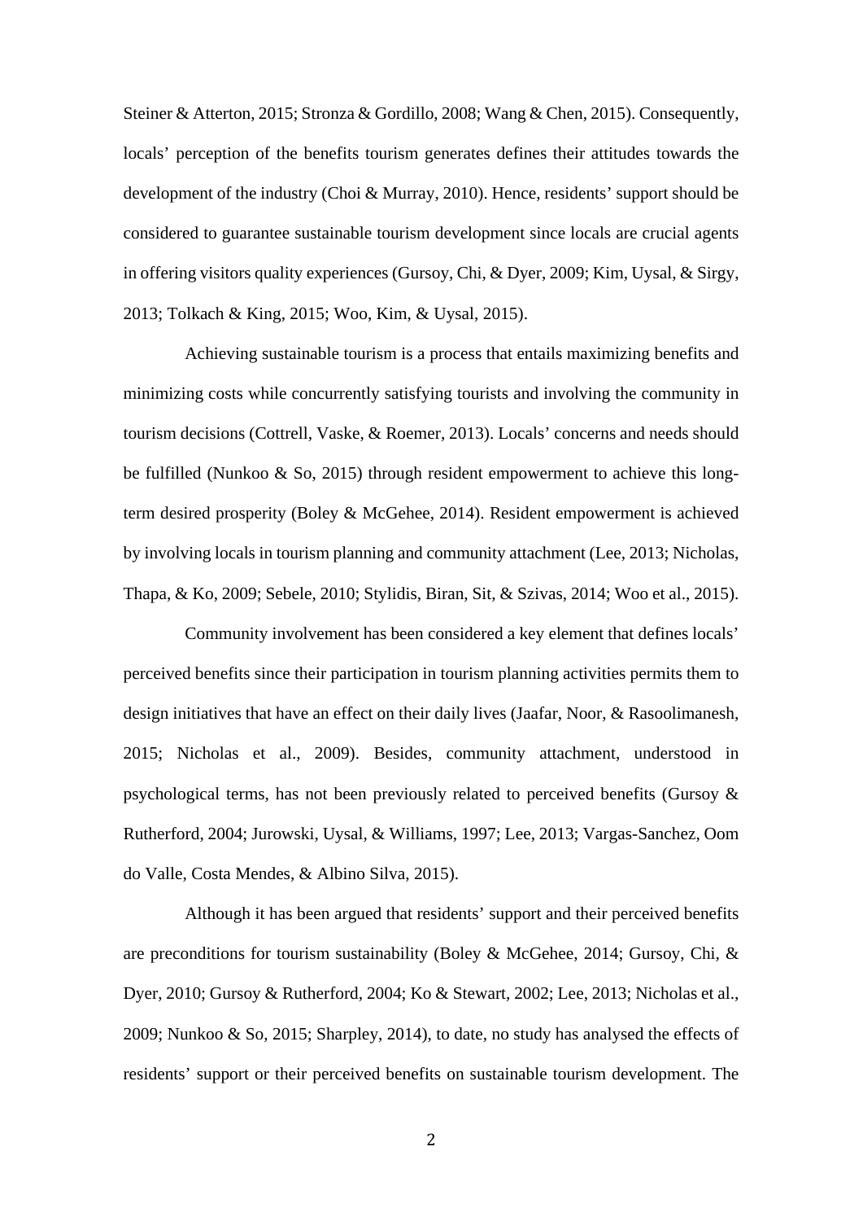Steiner & Atterton, 2015; Stronza & Gordillo, 2008; Wang & Chen, 2015). Consequently, locals' perception of the benefits tourism generates defines their attitudes towards the development of the industry (Choi & Murray, 2010). Hence, residents' support should be considered to guarantee sustainable tourism development since locals are crucial agents in offering visitors quality experiences (Gursoy, Chi, & Dyer, 2009; Kim, Uysal, & Sirgy, 2013; Tolkach & King, 2015; Woo, Kim, & Uysal, 2015).

Achieving sustainable tourism is a process that entails maximizing benefits and minimizing costs while concurrently satisfying tourists and involving the community in tourism decisions (Cottrell, Vaske, & Roemer, 2013). Locals' concerns and needs should be fulfilled (Nunkoo & So, 2015) through resident empowerment to achieve this long-term desired prosperity (Boley & McGehee, 2014). Resident empowerment is achieved by involving locals in tourism planning and community attachment (Lee, 2013; Nicholas, Thapa, & Ko, 2009; Sebele, 2010; Stylidis, Biran, Sit, & Szivas, 2014; Woo et al., 2015).

Community involvement has been considered a key element that defines locals' perceived benefits since their participation in tourism planning activities permits them to design initiatives that have an effect on their daily lives (Jaafar, Noor, & Rasoolimanesh, 2015; Nicholas et al., 2009). Besides, community attachment, understood in psychological terms, has not been previously related to perceived benefits (Gursoy & Rutherford, 2004; Jurowski, Uysal, & Williams, 1997; Lee, 2013; Vargas-Sanchez, Oom do Valle, Costa Mendes, & Albino Silva, 2015).

Although it has been argued that residents' support and their perceived benefits are preconditions for tourism sustainability (Boley & McGehee, 2014; Gursoy, Chi, & Dyer, 2010; Gursoy & Rutherford, 2004; Ko & Stewart, 2002; Lee, 2013; Nicholas et al., 2009; Nunkoo & So, 2015; Sharpley, 2014), to date, no study has analysed the effects of residents' support or their perceived benefits on sustainable tourism development. The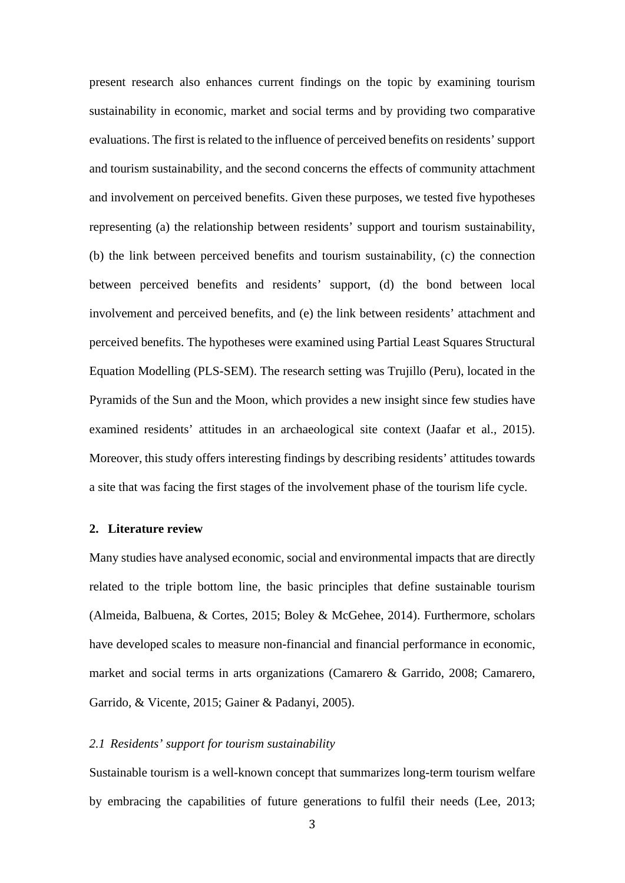present research also enhances current findings on the topic by examining tourism sustainability in economic, market and social terms and by providing two comparative evaluations. The first is related to the influence of perceived benefits on residents' support and tourism sustainability, and the second concerns the effects of community attachment and involvement on perceived benefits. Given these purposes, we tested five hypotheses representing (a) the relationship between residents' support and tourism sustainability, (b) the link between perceived benefits and tourism sustainability, (c) the connection between perceived benefits and residents' support, (d) the bond between local involvement and perceived benefits, and (e) the link between residents' attachment and perceived benefits. The hypotheses were examined using Partial Least Squares Structural Equation Modelling (PLS-SEM). The research setting was Trujillo (Peru), located in the Pyramids of the Sun and the Moon, which provides a new insight since few studies have examined residents' attitudes in an archaeological site context (Jaafar et al., 2015). Moreover, this study offers interesting findings by describing residents' attitudes towards a site that was facing the first stages of the involvement phase of the tourism life cycle.

## 2. Literature review

Many studies have analysed economic, social and environmental impacts that are directly related to the triple bottom line, the basic principles that define sustainable tourism (Almeida, Balbuena, & Cortes, 2015; Boley & McGehee, 2014). Furthermore, scholars have developed scales to measure non-financial and financial performance in economic, market and social terms in arts organizations (Camarero & Garrido, 2008; Camarero, Garrido, & Vicente, 2015; Gainer & Padanyi, 2005).

### *2.1 Residents' support for tourism sustainability*

Sustainable tourism is a well-known concept that summarizes long-term tourism welfare by embracing the capabilities of future generations to fulfil their needs (Lee, 2013;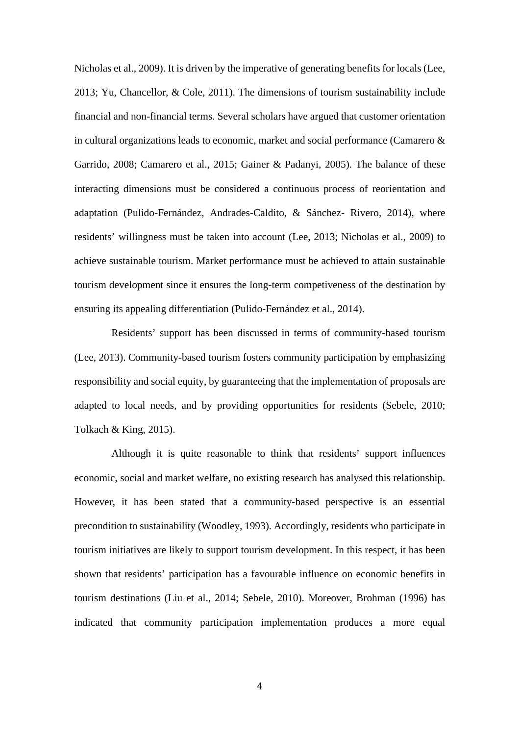Nicholas et al., 2009). It is driven by the imperative of generating benefits for locals (Lee, 2013; Yu, Chancellor, & Cole, 2011). The dimensions of tourism sustainability include financial and non-financial terms. Several scholars have argued that customer orientation in cultural organizations leads to economic, market and social performance (Camarero & Garrido, 2008; Camarero et al., 2015; Gainer & Padanyi, 2005). The balance of these interacting dimensions must be considered a continuous process of reorientation and adaptation (Pulido-Fernández, Andrades-Caldito, & Sánchez- Rivero, 2014), where residents' willingness must be taken into account (Lee, 2013; Nicholas et al., 2009) to achieve sustainable tourism. Market performance must be achieved to attain sustainable tourism development since it ensures the long-term competiveness of the destination by ensuring its appealing differentiation (Pulido-Fernández et al., 2014).

Residents' support has been discussed in terms of community-based tourism (Lee, 2013). Community-based tourism fosters community participation by emphasizing responsibility and social equity, by guaranteeing that the implementation of proposals are adapted to local needs, and by providing opportunities for residents (Sebele, 2010; Tolkach & King, 2015).

Although it is quite reasonable to think that residents' support influences economic, social and market welfare, no existing research has analysed this relationship. However, it has been stated that a community-based perspective is an essential precondition to sustainability (Woodley, 1993). Accordingly, residents who participate in tourism initiatives are likely to support tourism development. In this respect, it has been shown that residents' participation has a favourable influence on economic benefits in tourism destinations (Liu et al., 2014; Sebele, 2010). Moreover, Brohman (1996) has indicated that community participation implementation produces a more equal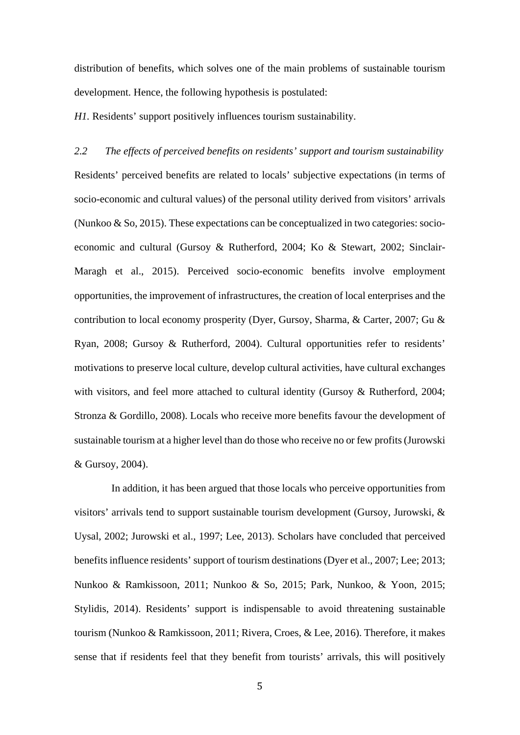distribution of benefits, which solves one of the main problems of sustainable tourism development. Hence, the following hypothesis is postulated:

*H1*. Residents' support positively influences tourism sustainability.

### *2.2 The effects of perceived benefits on residents' support and tourism sustainability*

Residents' perceived benefits are related to locals' subjective expectations (in terms of socio-economic and cultural values) of the personal utility derived from visitors' arrivals (Nunkoo & So, 2015). These expectations can be conceptualized in two categories: socio-economic and cultural (Gursoy & Rutherford, 2004; Ko & Stewart, 2002; Sinclair-Maragh et al., 2015). Perceived socio-economic benefits involve employment opportunities, the improvement of infrastructures, the creation of local enterprises and the contribution to local economy prosperity (Dyer, Gursoy, Sharma, & Carter, 2007; Gu & Ryan, 2008; Gursoy & Rutherford, 2004). Cultural opportunities refer to residents' motivations to preserve local culture, develop cultural activities, have cultural exchanges with visitors, and feel more attached to cultural identity (Gursoy & Rutherford, 2004; Stronza & Gordillo, 2008). Locals who receive more benefits favour the development of sustainable tourism at a higher level than do those who receive no or few profits (Jurowski & Gursoy, 2004).

In addition, it has been argued that those locals who perceive opportunities from visitors' arrivals tend to support sustainable tourism development (Gursoy, Jurowski, & Uysal, 2002; Jurowski et al., 1997; Lee, 2013). Scholars have concluded that perceived benefits influence residents' support of tourism destinations (Dyer et al., 2007; Lee; 2013; Nunkoo & Ramkissoon, 2011; Nunkoo & So, 2015; Park, Nunkoo, & Yoon, 2015; Stylidis, 2014). Residents' support is indispensable to avoid threatening sustainable tourism (Nunkoo & Ramkissoon, 2011; Rivera, Croes, & Lee, 2016). Therefore, it makes sense that if residents feel that they benefit from tourists' arrivals, this will positively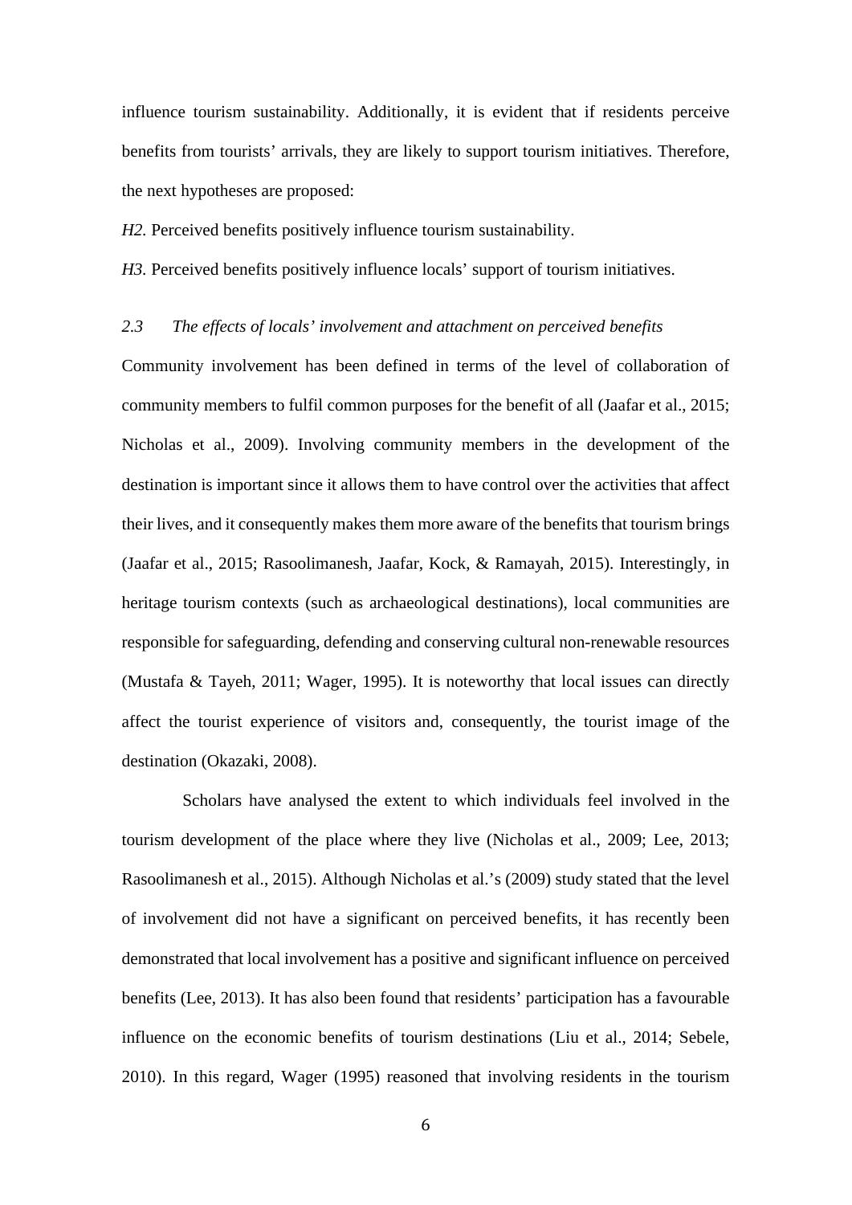influence tourism sustainability. Additionally, it is evident that if residents perceive benefits from tourists' arrivals, they are likely to support tourism initiatives. Therefore, the next hypotheses are proposed:

*H2.* Perceived benefits positively influence tourism sustainability.

*H3.* Perceived benefits positively influence locals' support of tourism initiatives.

### *2.3 The effects of locals' involvement and attachment on perceived benefits*

Community involvement has been defined in terms of the level of collaboration of community members to fulfil common purposes for the benefit of all (Jaafar et al., 2015; Nicholas et al., 2009). Involving community members in the development of the destination is important since it allows them to have control over the activities that affect their lives, and it consequently makes them more aware of the benefits that tourism brings (Jaafar et al., 2015; Rasoolimanesh, Jaafar, Kock, & Ramayah, 2015). Interestingly, in heritage tourism contexts (such as archaeological destinations), local communities are responsible for safeguarding, defending and conserving cultural non-renewable resources (Mustafa & Tayeh, 2011; Wager, 1995). It is noteworthy that local issues can directly affect the tourist experience of visitors and, consequently, the tourist image of the destination (Okazaki, 2008).

Scholars have analysed the extent to which individuals feel involved in the tourism development of the place where they live (Nicholas et al., 2009; Lee, 2013; Rasoolimanesh et al., 2015). Although Nicholas et al.'s (2009) study stated that the level of involvement did not have a significant on perceived benefits, it has recently been demonstrated that local involvement has a positive and significant influence on perceived benefits (Lee, 2013). It has also been found that residents' participation has a favourable influence on the economic benefits of tourism destinations (Liu et al., 2014; Sebele, 2010). In this regard, Wager (1995) reasoned that involving residents in the tourism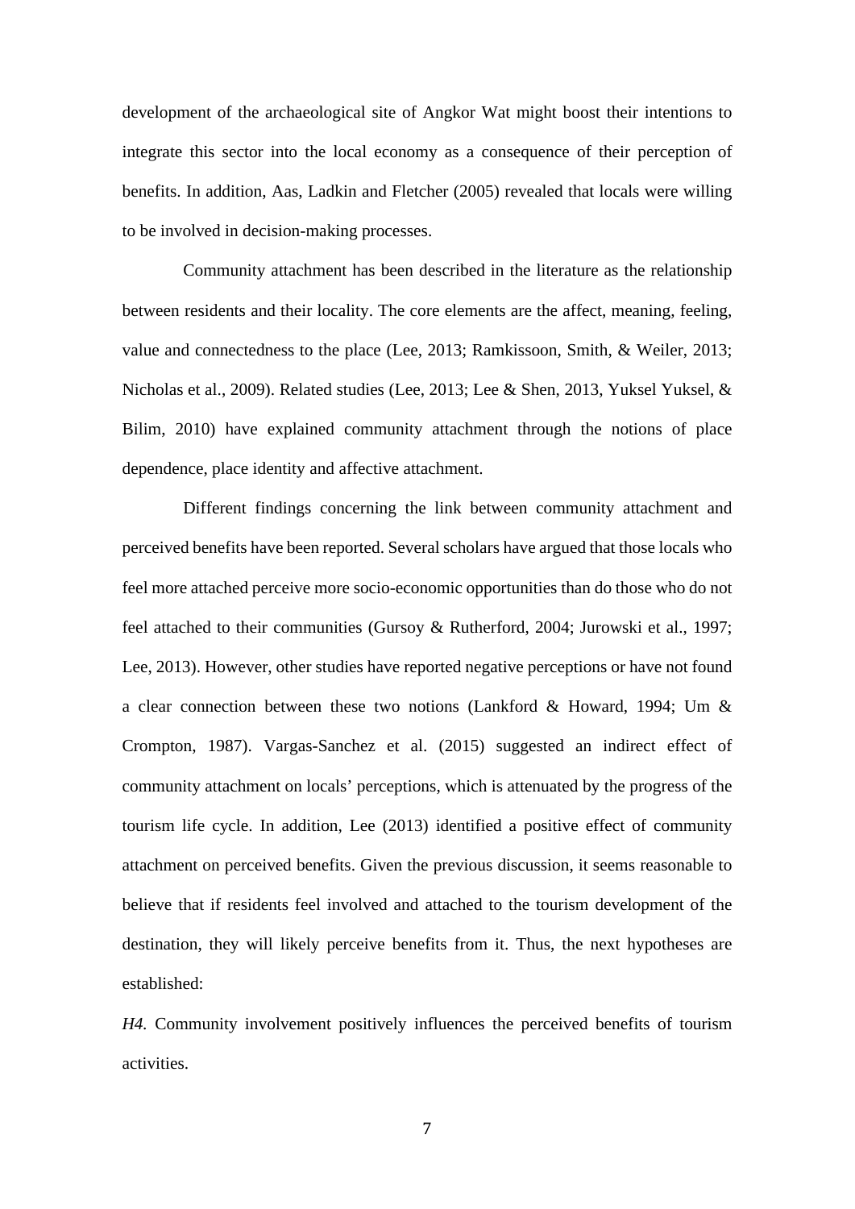development of the archaeological site of Angkor Wat might boost their intentions to integrate this sector into the local economy as a consequence of their perception of benefits. In addition, Aas, Ladkin and Fletcher (2005) revealed that locals were willing to be involved in decision-making processes.

Community attachment has been described in the literature as the relationship between residents and their locality. The core elements are the affect, meaning, feeling, value and connectedness to the place (Lee, 2013; Ramkissoon, Smith, & Weiler, 2013; Nicholas et al., 2009). Related studies (Lee, 2013; Lee & Shen, 2013, Yuksel Yuksel, & Bilim, 2010) have explained community attachment through the notions of place dependence, place identity and affective attachment.

Different findings concerning the link between community attachment and perceived benefits have been reported. Several scholars have argued that those locals who feel more attached perceive more socio-economic opportunities than do those who do not feel attached to their communities (Gursoy & Rutherford, 2004; Jurowski et al., 1997; Lee, 2013). However, other studies have reported negative perceptions or have not found a clear connection between these two notions (Lankford & Howard, 1994; Um & Crompton, 1987). Vargas-Sanchez et al. (2015) suggested an indirect effect of community attachment on locals' perceptions, which is attenuated by the progress of the tourism life cycle. In addition, Lee (2013) identified a positive effect of community attachment on perceived benefits. Given the previous discussion, it seems reasonable to believe that if residents feel involved and attached to the tourism development of the destination, they will likely perceive benefits from it. Thus, the next hypotheses are established:

*H4.* Community involvement positively influences the perceived benefits of tourism activities.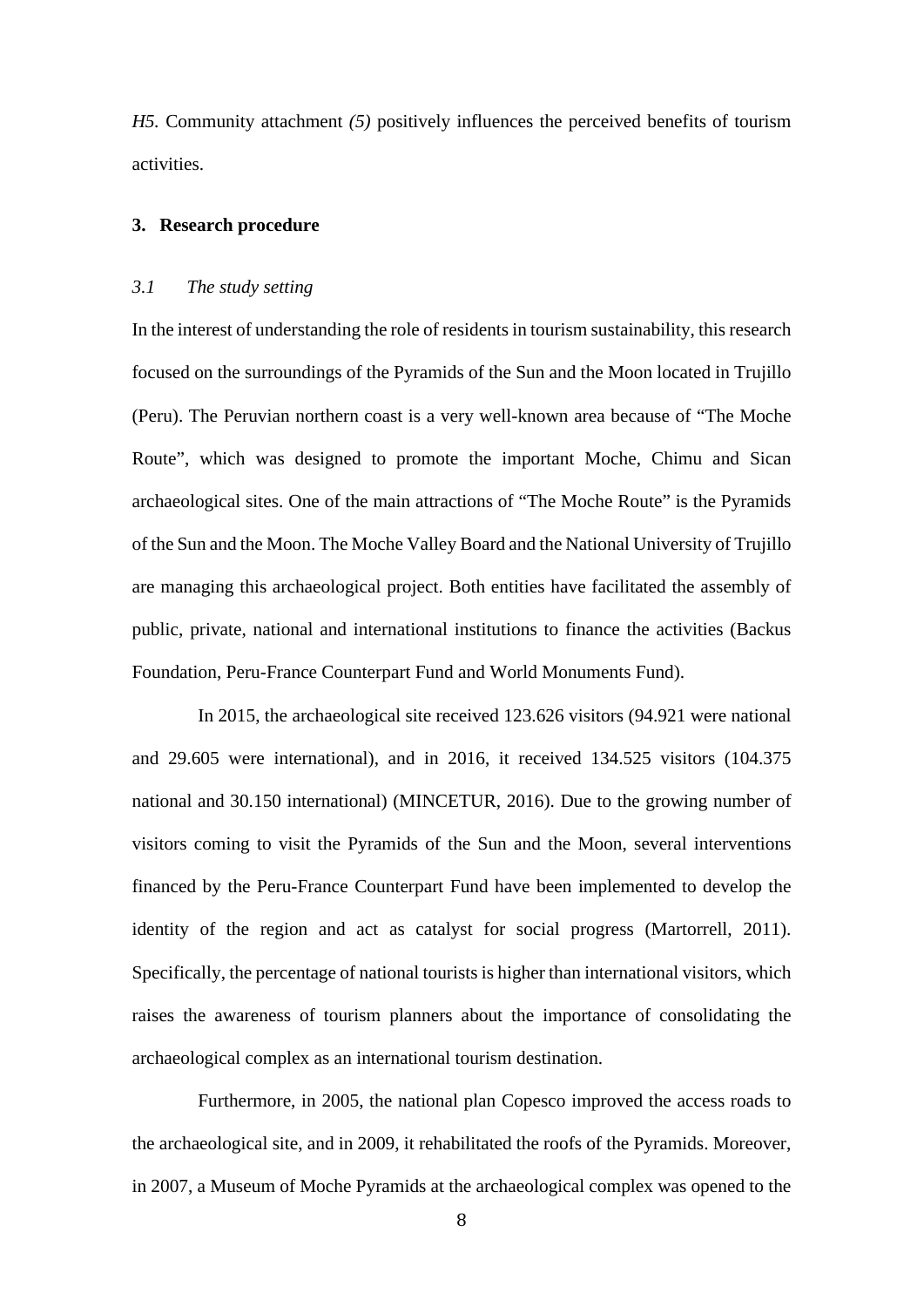*H5*. Community attachment *(5)* positively influences the perceived benefits of tourism activities.

## 3. Research procedure

### *3.1 The study setting*

In the interest of understanding the role of residents in tourism sustainability, this research focused on the surroundings of the Pyramids of the Sun and the Moon located in Trujillo (Peru). The Peruvian northern coast is a very well-known area because of "The Moche Route", which was designed to promote the important Moche, Chimu and Sican archaeological sites. One of the main attractions of "The Moche Route" is the Pyramids of the Sun and the Moon. The Moche Valley Board and the National University of Trujillo are managing this archaeological project. Both entities have facilitated the assembly of public, private, national and international institutions to finance the activities (Backus Foundation, Peru-France Counterpart Fund and World Monuments Fund).

In 2015, the archaeological site received 123.626 visitors (94.921 were national and 29.605 were international), and in 2016, it received 134.525 visitors (104.375 national and 30.150 international) (MINCETUR, 2016). Due to the growing number of visitors coming to visit the Pyramids of the Sun and the Moon, several interventions financed by the Peru-France Counterpart Fund have been implemented to develop the identity of the region and act as catalyst for social progress (Martorrell, 2011). Specifically, the percentage of national tourists is higher than international visitors, which raises the awareness of tourism planners about the importance of consolidating the archaeological complex as an international tourism destination.

Furthermore, in 2005, the national plan Copesco improved the access roads to the archaeological site, and in 2009, it rehabilitated the roofs of the Pyramids. Moreover, in 2007, a Museum of Moche Pyramids at the archaeological complex was opened to the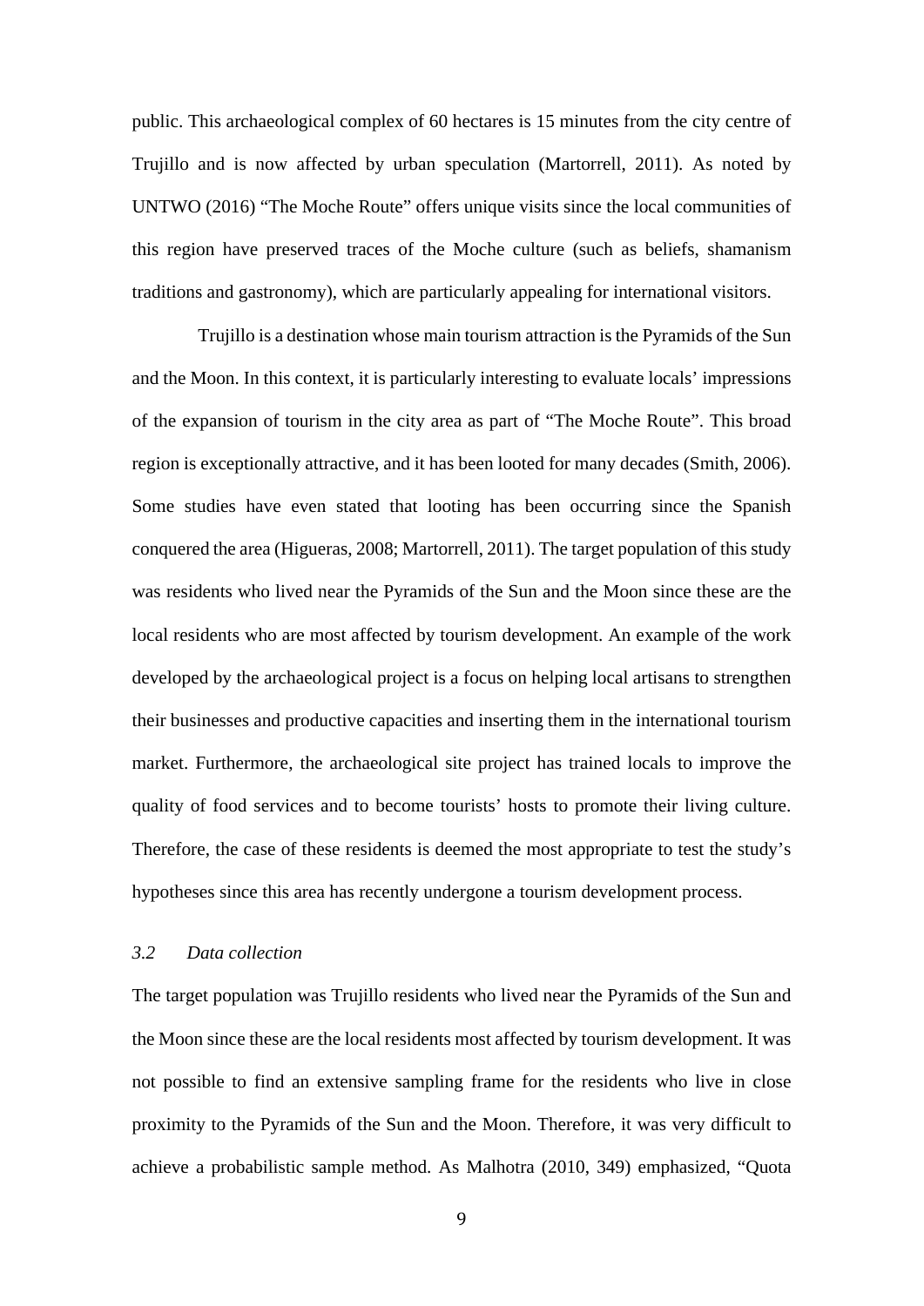public. This archaeological complex of 60 hectares is 15 minutes from the city centre of Trujillo and is now affected by urban speculation (Martorrell, 2011). As noted by UNTWO (2016) "The Moche Route" offers unique visits since the local communities of this region have preserved traces of the Moche culture (such as beliefs, shamanism traditions and gastronomy), which are particularly appealing for international visitors.

Trujillo is a destination whose main tourism attraction is the Pyramids of the Sun and the Moon. In this context, it is particularly interesting to evaluate locals' impressions of the expansion of tourism in the city area as part of "The Moche Route". This broad region is exceptionally attractive, and it has been looted for many decades (Smith, 2006). Some studies have even stated that looting has been occurring since the Spanish conquered the area (Higueras, 2008; Martorrell, 2011). The target population of this study was residents who lived near the Pyramids of the Sun and the Moon since these are the local residents who are most affected by tourism development. An example of the work developed by the archaeological project is a focus on helping local artisans to strengthen their businesses and productive capacities and inserting them in the international tourism market. Furthermore, the archaeological site project has trained locals to improve the quality of food services and to become tourists' hosts to promote their living culture. Therefore, the case of these residents is deemed the most appropriate to test the study's hypotheses since this area has recently undergone a tourism development process.

### *3.2 Data collection*

The target population was Trujillo residents who lived near the Pyramids of the Sun and the Moon since these are the local residents most affected by tourism development. It was not possible to find an extensive sampling frame for the residents who live in close proximity to the Pyramids of the Sun and the Moon. Therefore, it was very difficult to achieve a probabilistic sample method. As Malhotra (2010, 349) emphasized, "Quota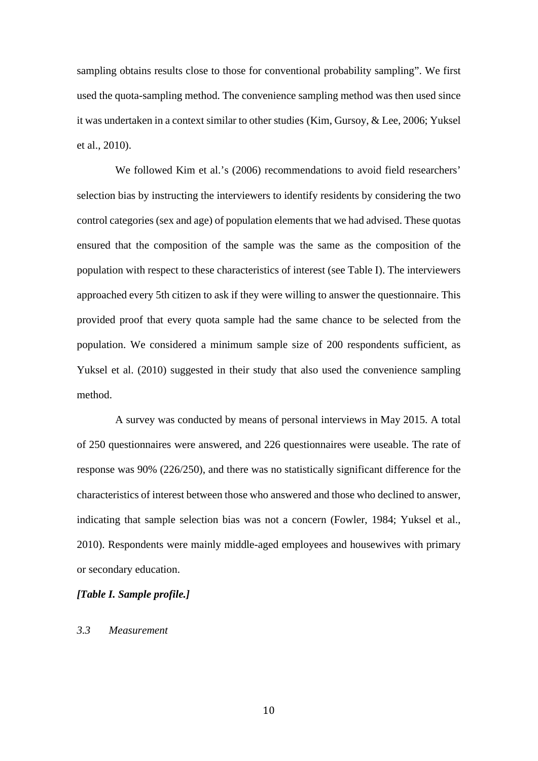sampling obtains results close to those for conventional probability sampling". We first used the quota-sampling method. The convenience sampling method was then used since it was undertaken in a context similar to other studies (Kim, Gursoy, & Lee, 2006; Yuksel et al., 2010).

We followed Kim et al.'s (2006) recommendations to avoid field researchers' selection bias by instructing the interviewers to identify residents by considering the two control categories (sex and age) of population elements that we had advised. These quotas ensured that the composition of the sample was the same as the composition of the population with respect to these characteristics of interest (see Table I). The interviewers approached every 5th citizen to ask if they were willing to answer the questionnaire. This provided proof that every quota sample had the same chance to be selected from the population. We considered a minimum sample size of 200 respondents sufficient, as Yuksel et al. (2010) suggested in their study that also used the convenience sampling method.

A survey was conducted by means of personal interviews in May 2015. A total of 250 questionnaires were answered, and 226 questionnaires were useable. The rate of response was 90% (226/250), and there was no statistically significant difference for the characteristics of interest between those who answered and those who declined to answer, indicating that sample selection bias was not a concern (Fowler, 1984; Yuksel et al., 2010). Respondents were mainly middle-aged employees and housewives with primary or secondary education.

***[Table I. Sample profile.]***

### *3.3 Measurement*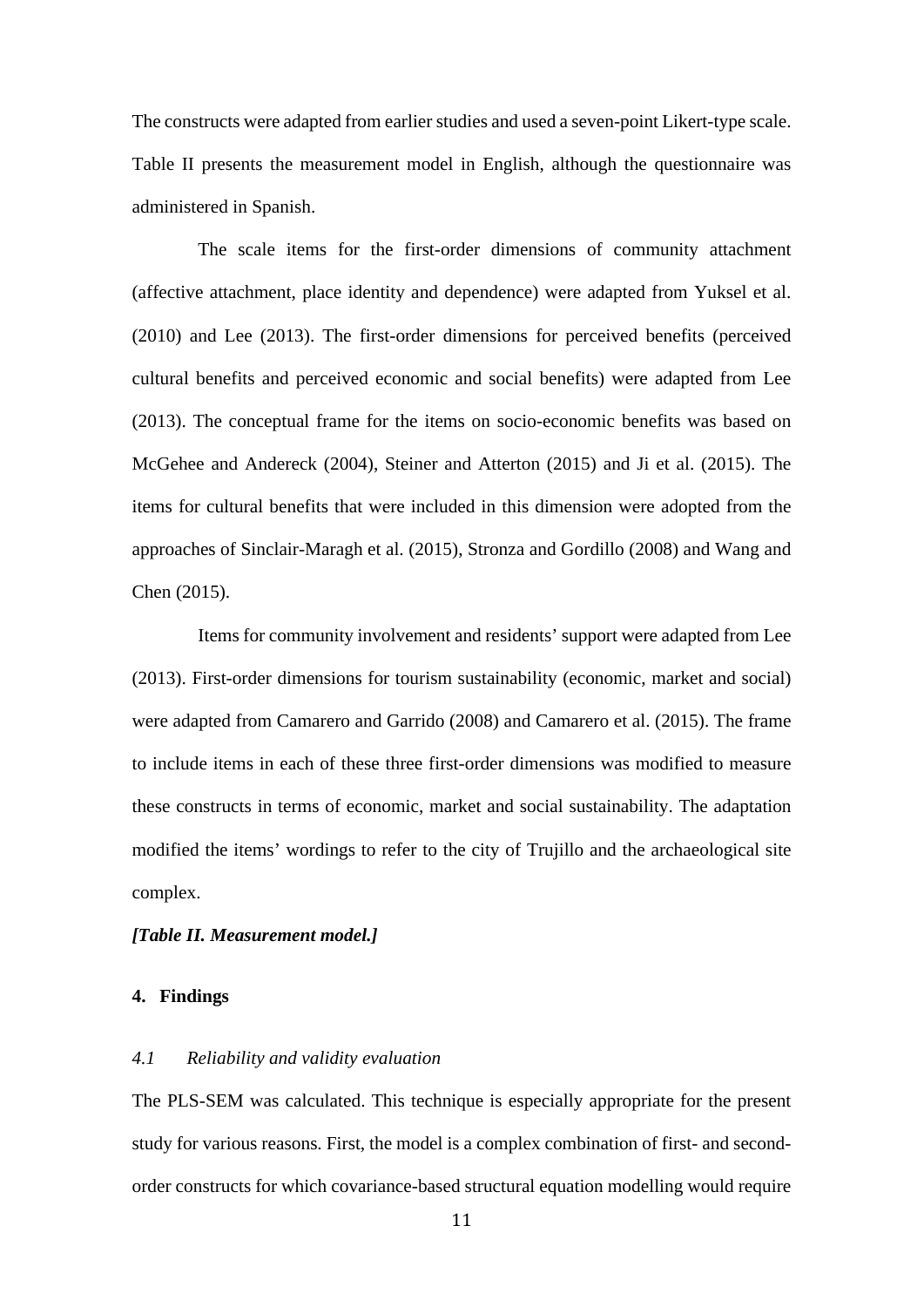The constructs were adapted from earlier studies and used a seven-point Likert-type scale. Table II presents the measurement model in English, although the questionnaire was administered in Spanish.

The scale items for the first-order dimensions of community attachment (affective attachment, place identity and dependence) were adapted from Yuksel et al. (2010) and Lee (2013). The first-order dimensions for perceived benefits (perceived cultural benefits and perceived economic and social benefits) were adapted from Lee (2013). The conceptual frame for the items on socio-economic benefits was based on McGehee and Andereck (2004), Steiner and Atterton (2015) and Ji et al. (2015). The items for cultural benefits that were included in this dimension were adopted from the approaches of Sinclair-Maragh et al. (2015), Stronza and Gordillo (2008) and Wang and Chen (2015).

Items for community involvement and residents' support were adapted from Lee (2013). First-order dimensions for tourism sustainability (economic, market and social) were adapted from Camarero and Garrido (2008) and Camarero et al. (2015). The frame to include items in each of these three first-order dimensions was modified to measure these constructs in terms of economic, market and social sustainability. The adaptation modified the items' wordings to refer to the city of Trujillo and the archaeological site complex.

***[Table II. Measurement model.]***

## 4. Findings

### *4.1 Reliability and validity evaluation*

The PLS-SEM was calculated. This technique is especially appropriate for the present study for various reasons. First, the model is a complex combination of first- and second-order constructs for which covariance-based structural equation modelling would require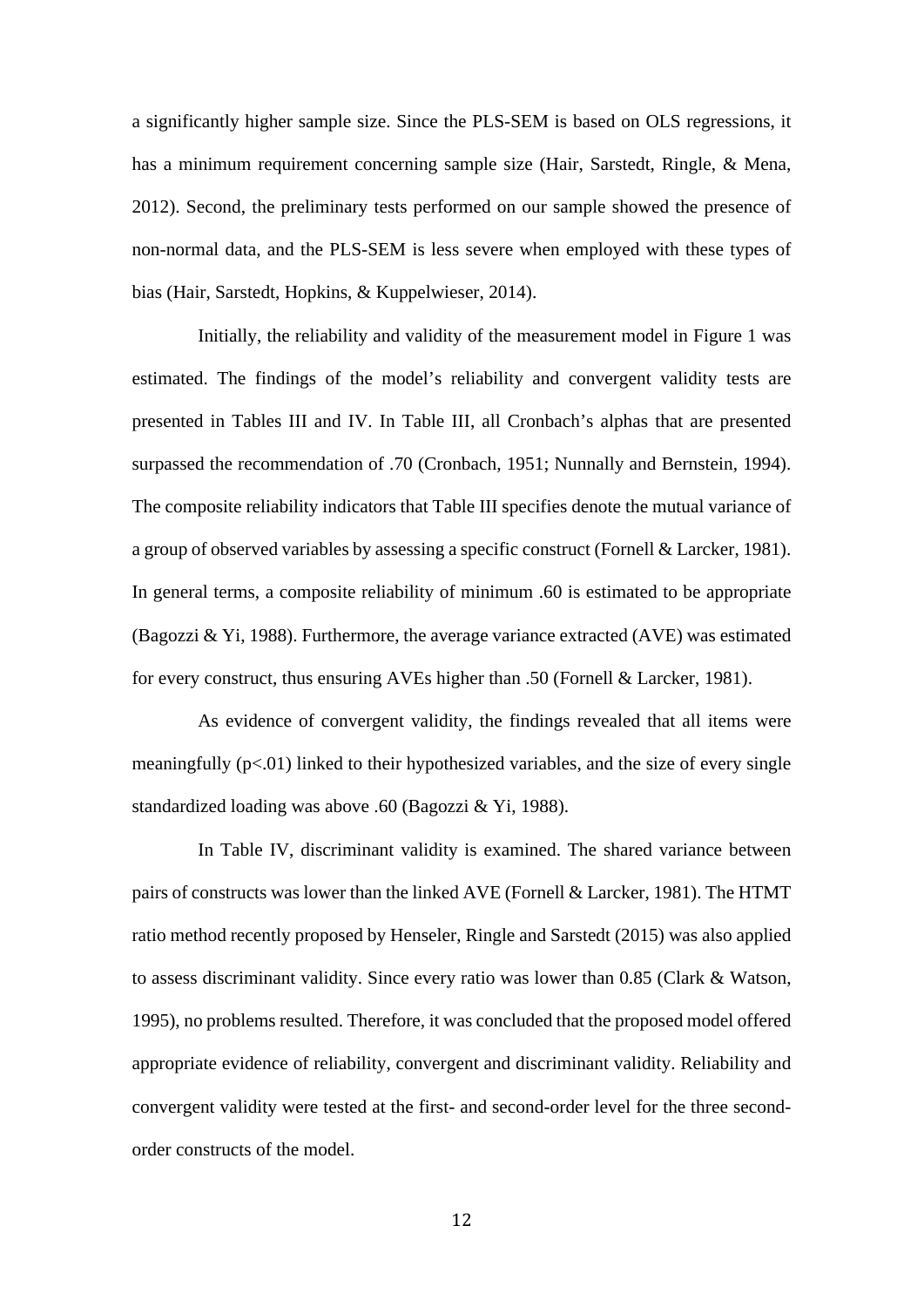a significantly higher sample size. Since the PLS-SEM is based on OLS regressions, it has a minimum requirement concerning sample size (Hair, Sarstedt, Ringle, & Mena, 2012). Second, the preliminary tests performed on our sample showed the presence of non-normal data, and the PLS-SEM is less severe when employed with these types of bias (Hair, Sarstedt, Hopkins, & Kuppelwieser, 2014).

Initially, the reliability and validity of the measurement model in Figure 1 was estimated. The findings of the model's reliability and convergent validity tests are presented in Tables III and IV. In Table III, all Cronbach's alphas that are presented surpassed the recommendation of .70 (Cronbach, 1951; Nunnally and Bernstein, 1994). The composite reliability indicators that Table III specifies denote the mutual variance of a group of observed variables by assessing a specific construct (Fornell & Larcker, 1981). In general terms, a composite reliability of minimum .60 is estimated to be appropriate (Bagozzi & Yi, 1988). Furthermore, the average variance extracted (AVE) was estimated for every construct, thus ensuring AVEs higher than .50 (Fornell & Larcker, 1981).

As evidence of convergent validity, the findings revealed that all items were meaningfully ($p<.01$) linked to their hypothesized variables, and the size of every single standardized loading was above .60 (Bagozzi & Yi, 1988).

In Table IV, discriminant validity is examined. The shared variance between pairs of constructs was lower than the linked AVE (Fornell & Larcker, 1981). The HTMT ratio method recently proposed by Henseler, Ringle and Sarstedt (2015) was also applied to assess discriminant validity. Since every ratio was lower than 0.85 (Clark & Watson, 1995), no problems resulted. Therefore, it was concluded that the proposed model offered appropriate evidence of reliability, convergent and discriminant validity. Reliability and convergent validity were tested at the first- and second-order level for the three second-order constructs of the model.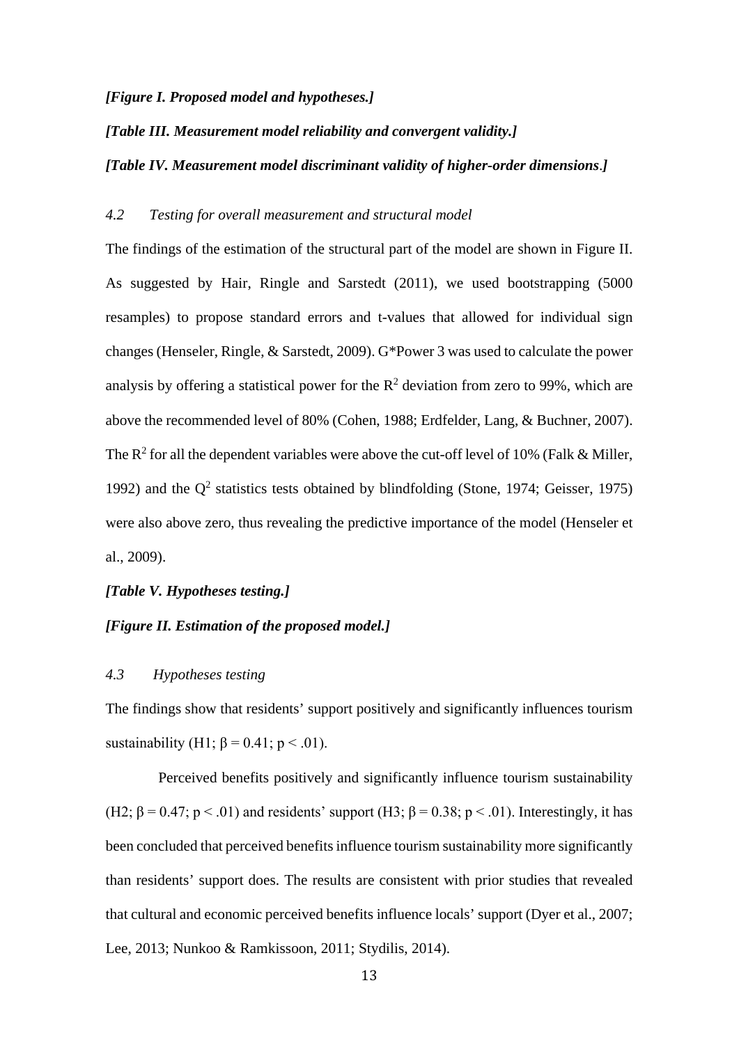***[Figure I. Proposed model and hypotheses.]***

***[Table III. Measurement model reliability and convergent validity.]***

***[Table IV. Measurement model discriminant validity of higher-order dimensions.]***

### *4.2 Testing for overall measurement and structural model*

The findings of the estimation of the structural part of the model are shown in Figure II. As suggested by Hair, Ringle and Sarstedt (2011), we used bootstrapping (5000 resamples) to propose standard errors and t-values that allowed for individual sign changes (Henseler, Ringle, & Sarstedt, 2009). G*Power 3 was used to calculate the power analysis by offering a statistical power for the $R^2$ deviation from zero to 99%, which are above the recommended level of 80% (Cohen, 1988; Erdfelder, Lang, & Buchner, 2007). The $R^2$ for all the dependent variables were above the cut-off level of 10% (Falk & Miller, 1992) and the $Q^2$ statistics tests obtained by blindfolding (Stone, 1974; Geisser, 1975) were also above zero, thus revealing the predictive importance of the model (Henseler et al., 2009).

***[Table V. Hypotheses testing.]***

***[Figure II. Estimation of the proposed model.]***

### *4.3 Hypotheses testing*

The findings show that residents' support positively and significantly influences tourism sustainability (H1; $\beta = 0.41$; $p < .01$).

Perceived benefits positively and significantly influence tourism sustainability (H2; $\beta = 0.47$; $p < .01$) and residents' support (H3; $\beta = 0.38$; $p < .01$). Interestingly, it has been concluded that perceived benefits influence tourism sustainability more significantly than residents' support does. The results are consistent with prior studies that revealed that cultural and economic perceived benefits influence locals' support (Dyer et al., 2007; Lee, 2013; Nunkoo & Ramkissoon, 2011; Stydilis, 2014).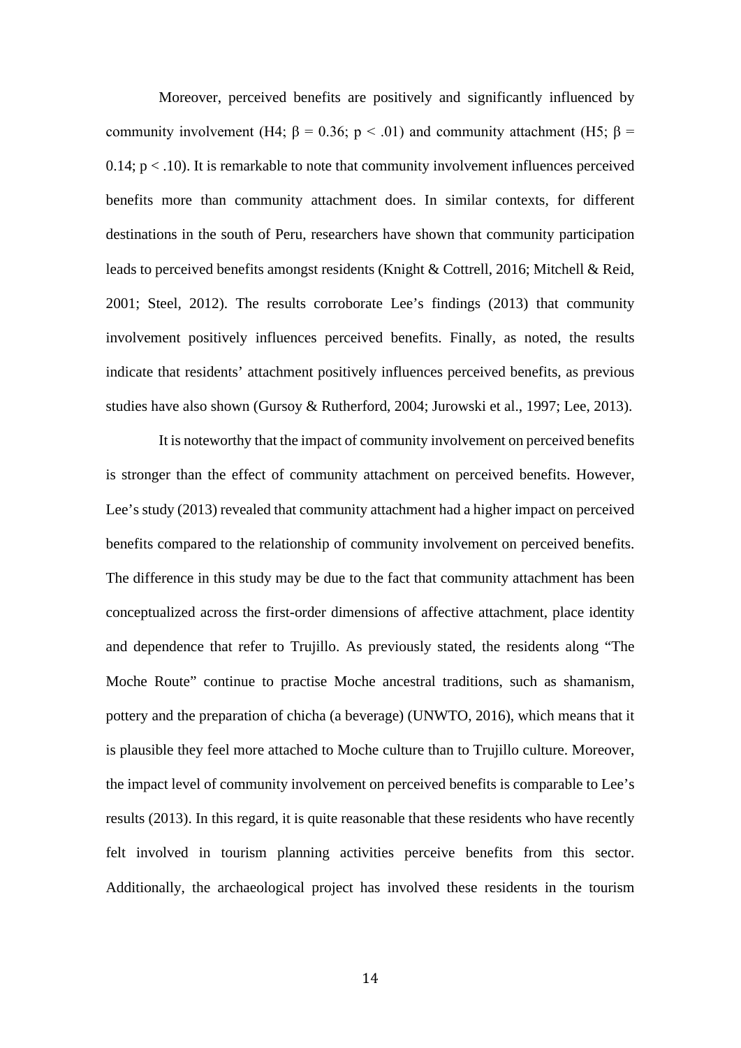Moreover, perceived benefits are positively and significantly influenced by community involvement (H4; $\beta = 0.36$; $p < .01$) and community attachment (H5; $\beta = 0.14$; $p < .10$). It is remarkable to note that community involvement influences perceived benefits more than community attachment does. In similar contexts, for different destinations in the south of Peru, researchers have shown that community participation leads to perceived benefits amongst residents (Knight & Cottrell, 2016; Mitchell & Reid, 2001; Steel, 2012). The results corroborate Lee's findings (2013) that community involvement positively influences perceived benefits. Finally, as noted, the results indicate that residents' attachment positively influences perceived benefits, as previous studies have also shown (Gursoy & Rutherford, 2004; Jurowski et al., 1997; Lee, 2013).

It is noteworthy that the impact of community involvement on perceived benefits is stronger than the effect of community attachment on perceived benefits. However, Lee's study (2013) revealed that community attachment had a higher impact on perceived benefits compared to the relationship of community involvement on perceived benefits. The difference in this study may be due to the fact that community attachment has been conceptualized across the first-order dimensions of affective attachment, place identity and dependence that refer to Trujillo. As previously stated, the residents along "The Moche Route" continue to practise Moche ancestral traditions, such as shamanism, pottery and the preparation of chicha (a beverage) (UNWTO, 2016), which means that it is plausible they feel more attached to Moche culture than to Trujillo culture. Moreover, the impact level of community involvement on perceived benefits is comparable to Lee's results (2013). In this regard, it is quite reasonable that these residents who have recently felt involved in tourism planning activities perceive benefits from this sector. Additionally, the archaeological project has involved these residents in the tourism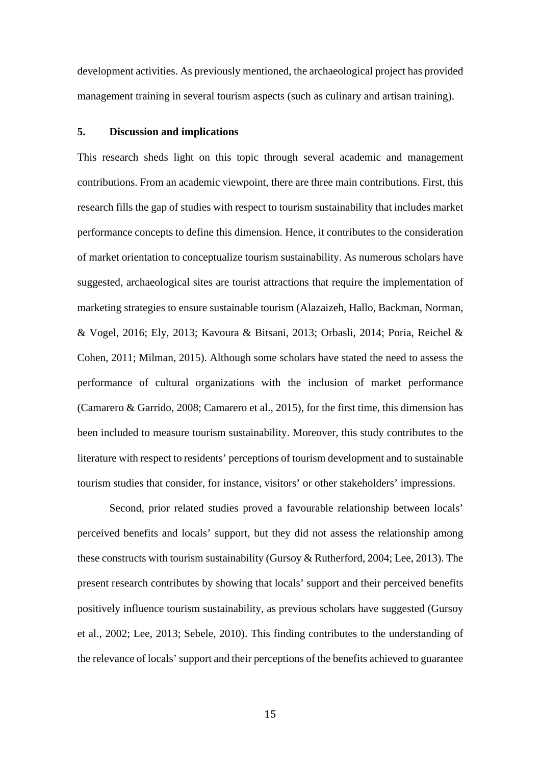development activities. As previously mentioned, the archaeological project has provided management training in several tourism aspects (such as culinary and artisan training).

## 5. Discussion and implications

This research sheds light on this topic through several academic and management contributions. From an academic viewpoint, there are three main contributions. First, this research fills the gap of studies with respect to tourism sustainability that includes market performance concepts to define this dimension. Hence, it contributes to the consideration of market orientation to conceptualize tourism sustainability. As numerous scholars have suggested, archaeological sites are tourist attractions that require the implementation of marketing strategies to ensure sustainable tourism (Alazaizeh, Hallo, Backman, Norman, & Vogel, 2016; Ely, 2013; Kavoura & Bitsani, 2013; Orbasli, 2014; Poria, Reichel & Cohen, 2011; Milman, 2015). Although some scholars have stated the need to assess the performance of cultural organizations with the inclusion of market performance (Camarero & Garrido, 2008; Camarero et al., 2015), for the first time, this dimension has been included to measure tourism sustainability. Moreover, this study contributes to the literature with respect to residents' perceptions of tourism development and to sustainable tourism studies that consider, for instance, visitors' or other stakeholders' impressions.

Second, prior related studies proved a favourable relationship between locals' perceived benefits and locals' support, but they did not assess the relationship among these constructs with tourism sustainability (Gursoy & Rutherford, 2004; Lee, 2013). The present research contributes by showing that locals' support and their perceived benefits positively influence tourism sustainability, as previous scholars have suggested (Gursoy et al., 2002; Lee, 2013; Sebele, 2010). This finding contributes to the understanding of the relevance of locals' support and their perceptions of the benefits achieved to guarantee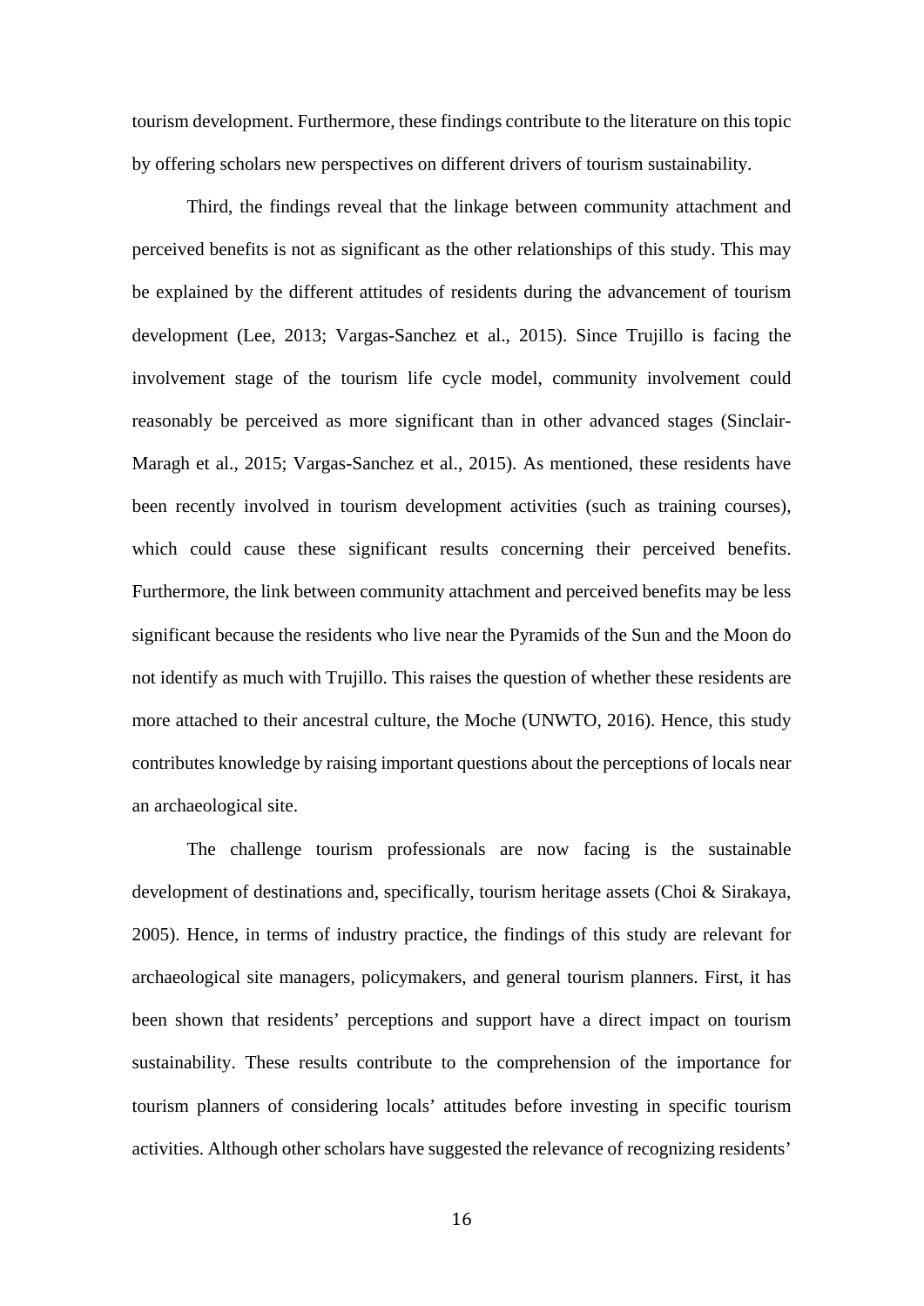tourism development. Furthermore, these findings contribute to the literature on this topic by offering scholars new perspectives on different drivers of tourism sustainability.

Third, the findings reveal that the linkage between community attachment and perceived benefits is not as significant as the other relationships of this study. This may be explained by the different attitudes of residents during the advancement of tourism development (Lee, 2013; Vargas-Sanchez et al., 2015). Since Trujillo is facing the involvement stage of the tourism life cycle model, community involvement could reasonably be perceived as more significant than in other advanced stages (Sinclair-Maragh et al., 2015; Vargas-Sanchez et al., 2015). As mentioned, these residents have been recently involved in tourism development activities (such as training courses), which could cause these significant results concerning their perceived benefits. Furthermore, the link between community attachment and perceived benefits may be less significant because the residents who live near the Pyramids of the Sun and the Moon do not identify as much with Trujillo. This raises the question of whether these residents are more attached to their ancestral culture, the Moche (UNWTO, 2016). Hence, this study contributes knowledge by raising important questions about the perceptions of locals near an archaeological site.

The challenge tourism professionals are now facing is the sustainable development of destinations and, specifically, tourism heritage assets (Choi & Sirakaya, 2005). Hence, in terms of industry practice, the findings of this study are relevant for archaeological site managers, policymakers, and general tourism planners. First, it has been shown that residents' perceptions and support have a direct impact on tourism sustainability. These results contribute to the comprehension of the importance for tourism planners of considering locals' attitudes before investing in specific tourism activities. Although other scholars have suggested the relevance of recognizing residents'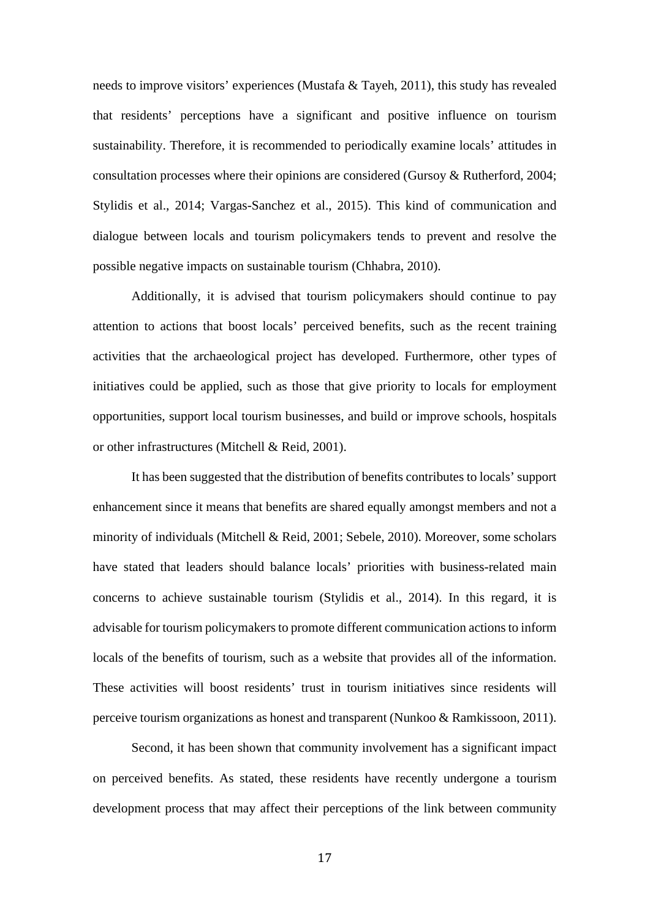needs to improve visitors' experiences (Mustafa & Tayeh, 2011), this study has revealed that residents' perceptions have a significant and positive influence on tourism sustainability. Therefore, it is recommended to periodically examine locals' attitudes in consultation processes where their opinions are considered (Gursoy & Rutherford, 2004; Stylidis et al., 2014; Vargas-Sanchez et al., 2015). This kind of communication and dialogue between locals and tourism policymakers tends to prevent and resolve the possible negative impacts on sustainable tourism (Chhabra, 2010).

Additionally, it is advised that tourism policymakers should continue to pay attention to actions that boost locals' perceived benefits, such as the recent training activities that the archaeological project has developed. Furthermore, other types of initiatives could be applied, such as those that give priority to locals for employment opportunities, support local tourism businesses, and build or improve schools, hospitals or other infrastructures (Mitchell & Reid, 2001).

It has been suggested that the distribution of benefits contributes to locals' support enhancement since it means that benefits are shared equally amongst members and not a minority of individuals (Mitchell & Reid, 2001; Sebele, 2010). Moreover, some scholars have stated that leaders should balance locals' priorities with business-related main concerns to achieve sustainable tourism (Stylidis et al., 2014). In this regard, it is advisable for tourism policymakers to promote different communication actions to inform locals of the benefits of tourism, such as a website that provides all of the information. These activities will boost residents' trust in tourism initiatives since residents will perceive tourism organizations as honest and transparent (Nunkoo & Ramkissoon, 2011).

Second, it has been shown that community involvement has a significant impact on perceived benefits. As stated, these residents have recently undergone a tourism development process that may affect their perceptions of the link between community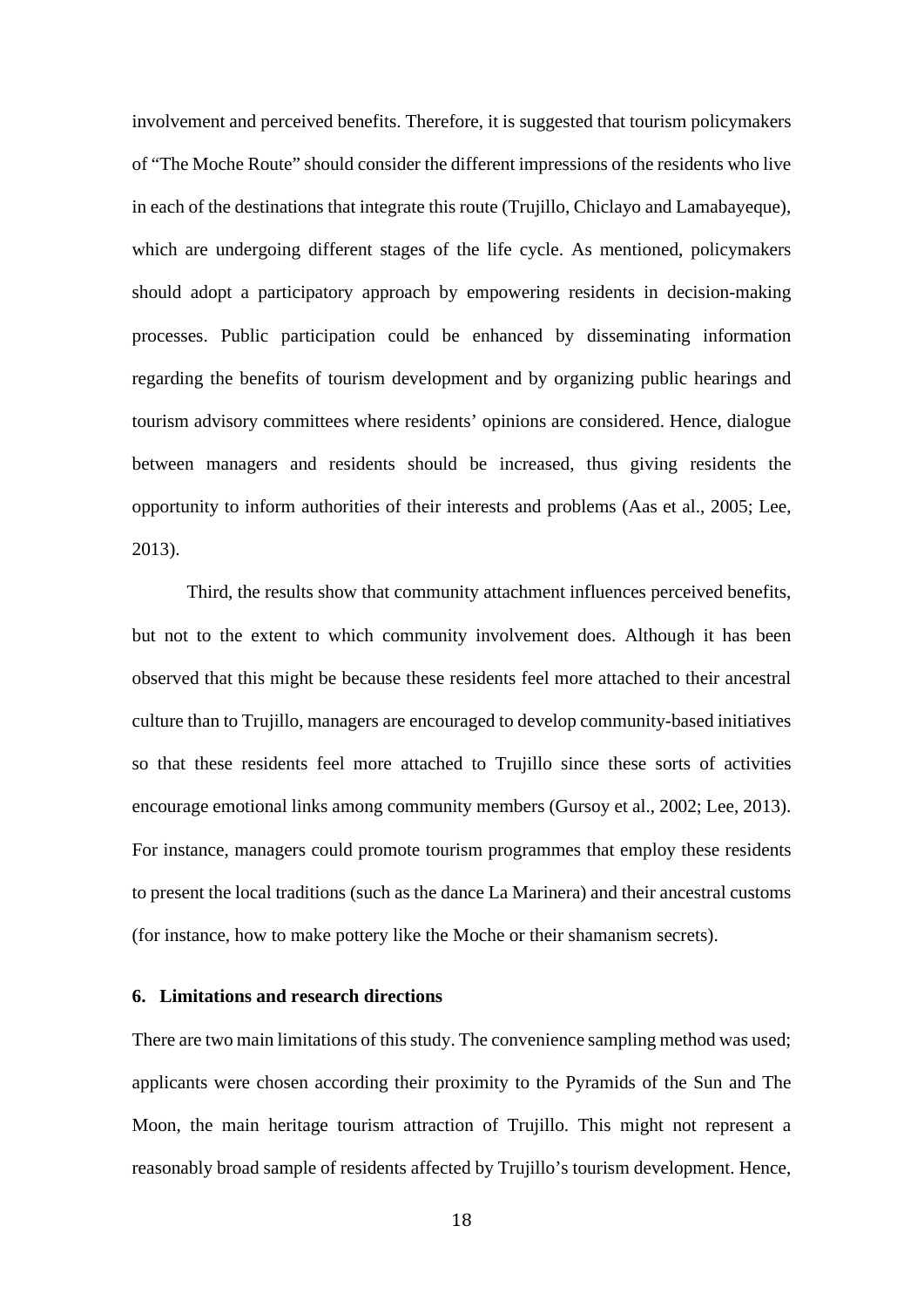involvement and perceived benefits. Therefore, it is suggested that tourism policymakers of "The Moche Route" should consider the different impressions of the residents who live in each of the destinations that integrate this route (Trujillo, Chiclayo and Lamabayeque), which are undergoing different stages of the life cycle. As mentioned, policymakers should adopt a participatory approach by empowering residents in decision-making processes. Public participation could be enhanced by disseminating information regarding the benefits of tourism development and by organizing public hearings and tourism advisory committees where residents' opinions are considered. Hence, dialogue between managers and residents should be increased, thus giving residents the opportunity to inform authorities of their interests and problems (Aas et al., 2005; Lee, 2013).

Third, the results show that community attachment influences perceived benefits, but not to the extent to which community involvement does. Although it has been observed that this might be because these residents feel more attached to their ancestral culture than to Trujillo, managers are encouraged to develop community-based initiatives so that these residents feel more attached to Trujillo since these sorts of activities encourage emotional links among community members (Gursoy et al., 2002; Lee, 2013). For instance, managers could promote tourism programmes that employ these residents to present the local traditions (such as the dance La Marinera) and their ancestral customs (for instance, how to make pottery like the Moche or their shamanism secrets).

## 6. Limitations and research directions

There are two main limitations of this study. The convenience sampling method was used; applicants were chosen according their proximity to the Pyramids of the Sun and The Moon, the main heritage tourism attraction of Trujillo. This might not represent a reasonably broad sample of residents affected by Trujillo's tourism development. Hence,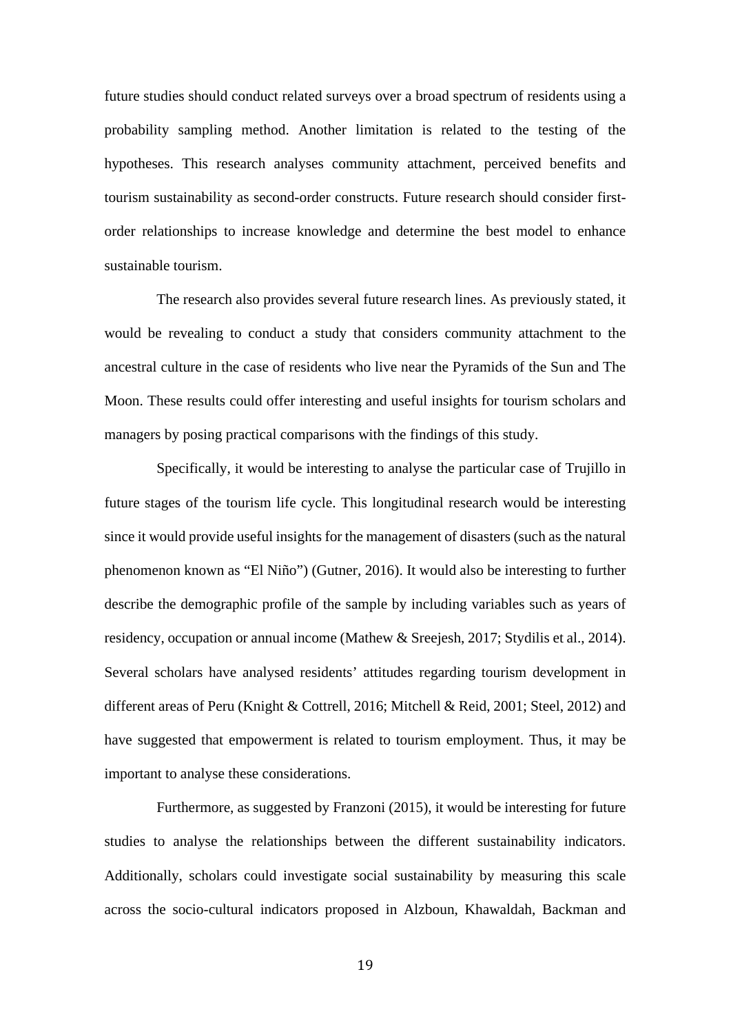future studies should conduct related surveys over a broad spectrum of residents using a probability sampling method. Another limitation is related to the testing of the hypotheses. This research analyses community attachment, perceived benefits and tourism sustainability as second-order constructs. Future research should consider first-order relationships to increase knowledge and determine the best model to enhance sustainable tourism.

The research also provides several future research lines. As previously stated, it would be revealing to conduct a study that considers community attachment to the ancestral culture in the case of residents who live near the Pyramids of the Sun and The Moon. These results could offer interesting and useful insights for tourism scholars and managers by posing practical comparisons with the findings of this study.

Specifically, it would be interesting to analyse the particular case of Trujillo in future stages of the tourism life cycle. This longitudinal research would be interesting since it would provide useful insights for the management of disasters (such as the natural phenomenon known as "El Niño") (Gutner, 2016). It would also be interesting to further describe the demographic profile of the sample by including variables such as years of residency, occupation or annual income (Mathew & Sreejesh, 2017; Stydilis et al., 2014). Several scholars have analysed residents' attitudes regarding tourism development in different areas of Peru (Knight & Cottrell, 2016; Mitchell & Reid, 2001; Steel, 2012) and have suggested that empowerment is related to tourism employment. Thus, it may be important to analyse these considerations.

Furthermore, as suggested by Franzoni (2015), it would be interesting for future studies to analyse the relationships between the different sustainability indicators. Additionally, scholars could investigate social sustainability by measuring this scale across the socio-cultural indicators proposed in Alzboun, Khawaldah, Backman and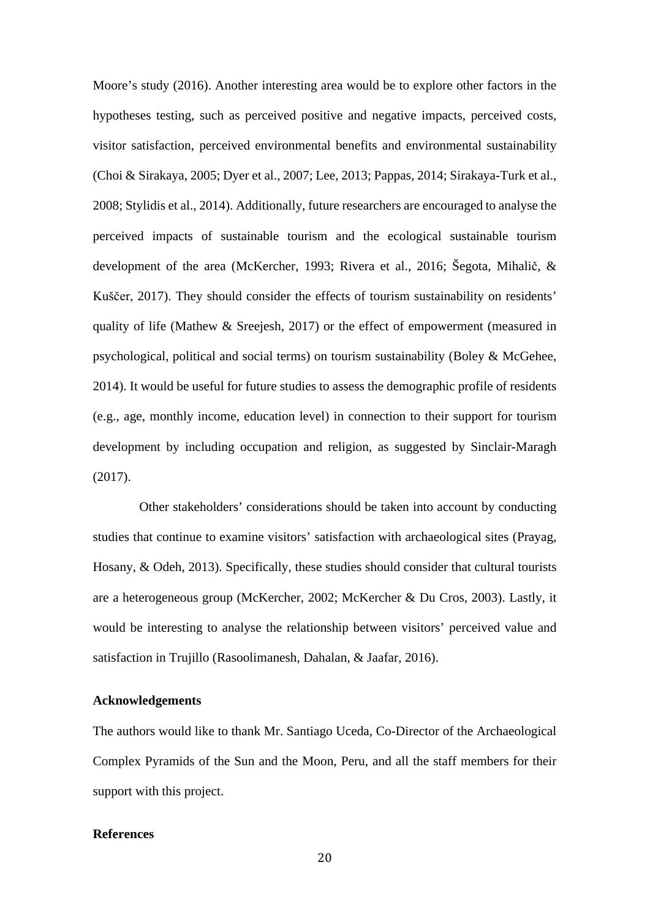Moore's study (2016). Another interesting area would be to explore other factors in the hypotheses testing, such as perceived positive and negative impacts, perceived costs, visitor satisfaction, perceived environmental benefits and environmental sustainability (Choi & Sirakaya, 2005; Dyer et al., 2007; Lee, 2013; Pappas, 2014; Sirakaya-Turk et al., 2008; Stylidis et al., 2014). Additionally, future researchers are encouraged to analyse the perceived impacts of sustainable tourism and the ecological sustainable tourism development of the area (McKercher, 1993; Rivera et al., 2016; Šegota, Mihalič, & Kuščer, 2017). They should consider the effects of tourism sustainability on residents' quality of life (Mathew & Sreejesh, 2017) or the effect of empowerment (measured in psychological, political and social terms) on tourism sustainability (Boley & McGehee, 2014). It would be useful for future studies to assess the demographic profile of residents (e.g., age, monthly income, education level) in connection to their support for tourism development by including occupation and religion, as suggested by Sinclair-Maragh (2017).

Other stakeholders' considerations should be taken into account by conducting studies that continue to examine visitors' satisfaction with archaeological sites (Prayag, Hosany, & Odeh, 2013). Specifically, these studies should consider that cultural tourists are a heterogeneous group (McKercher, 2002; McKercher & Du Cros, 2003). Lastly, it would be interesting to analyse the relationship between visitors' perceived value and satisfaction in Trujillo (Rasoolimanesh, Dahalan, & Jaafar, 2016).

## Acknowledgements

The authors would like to thank Mr. Santiago Uceda, Co-Director of the Archaeological Complex Pyramids of the Sun and the Moon, Peru, and all the staff members for their support with this project.

## References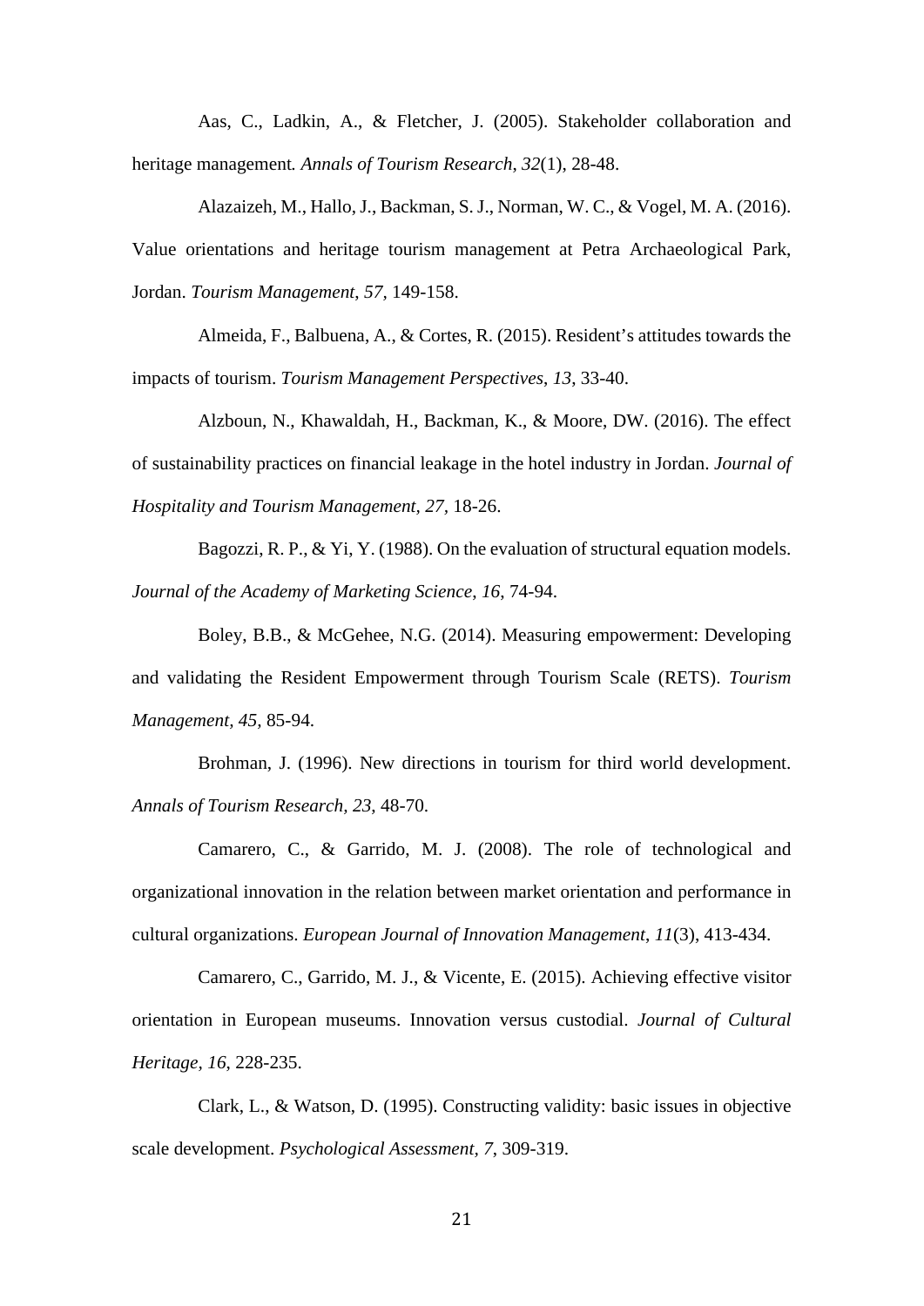Aas, C., Ladkin, A., & Fletcher, J. (2005). Stakeholder collaboration and heritage management*. Annals of Tourism Research*, *32*(1), 28-48.

Alazaizeh, M., Hallo, J., Backman, S. J., Norman, W. C., & Vogel, M. A. (2016). Value orientations and heritage tourism management at Petra Archaeological Park, Jordan. *Tourism Management*, *57,* 149-158.

Almeida, F., Balbuena, A., & Cortes, R. (2015). Resident's attitudes towards the impacts of tourism. *Tourism Management Perspectives*, *13*, 33-40.

Alzboun, N., Khawaldah, H., Backman, K., & Moore, DW. (2016). The effect of sustainability practices on financial leakage in the hotel industry in Jordan. *Journal of Hospitality and Tourism Management, 27,* 18-26.

Bagozzi, R. P., & Yi, Y. (1988). On the evaluation of structural equation models. *Journal of the Academy of Marketing Science*, *16*, 74-94.

Boley, B.B., & McGehee, N.G. (2014). Measuring empowerment: Developing and validating the Resident Empowerment through Tourism Scale (RETS). *Tourism Management, 45,* 85-94.

Brohman, J. (1996). New directions in tourism for third world development. *Annals of Tourism Research, 23*, 48-70.

Camarero, C., & Garrido, M. J. (2008). The role of technological and organizational innovation in the relation between market orientation and performance in cultural organizations. *European Journal of Innovation Management*, *11*(3), 413-434.

Camarero, C., Garrido, M. J., & Vicente, E. (2015). Achieving effective visitor orientation in European museums. Innovation versus custodial. *Journal of Cultural Heritage, 16*, 228-235.

Clark, L., & Watson, D. (1995). Constructing validity: basic issues in objective scale development. *Psychological Assessment, 7,* 309-319.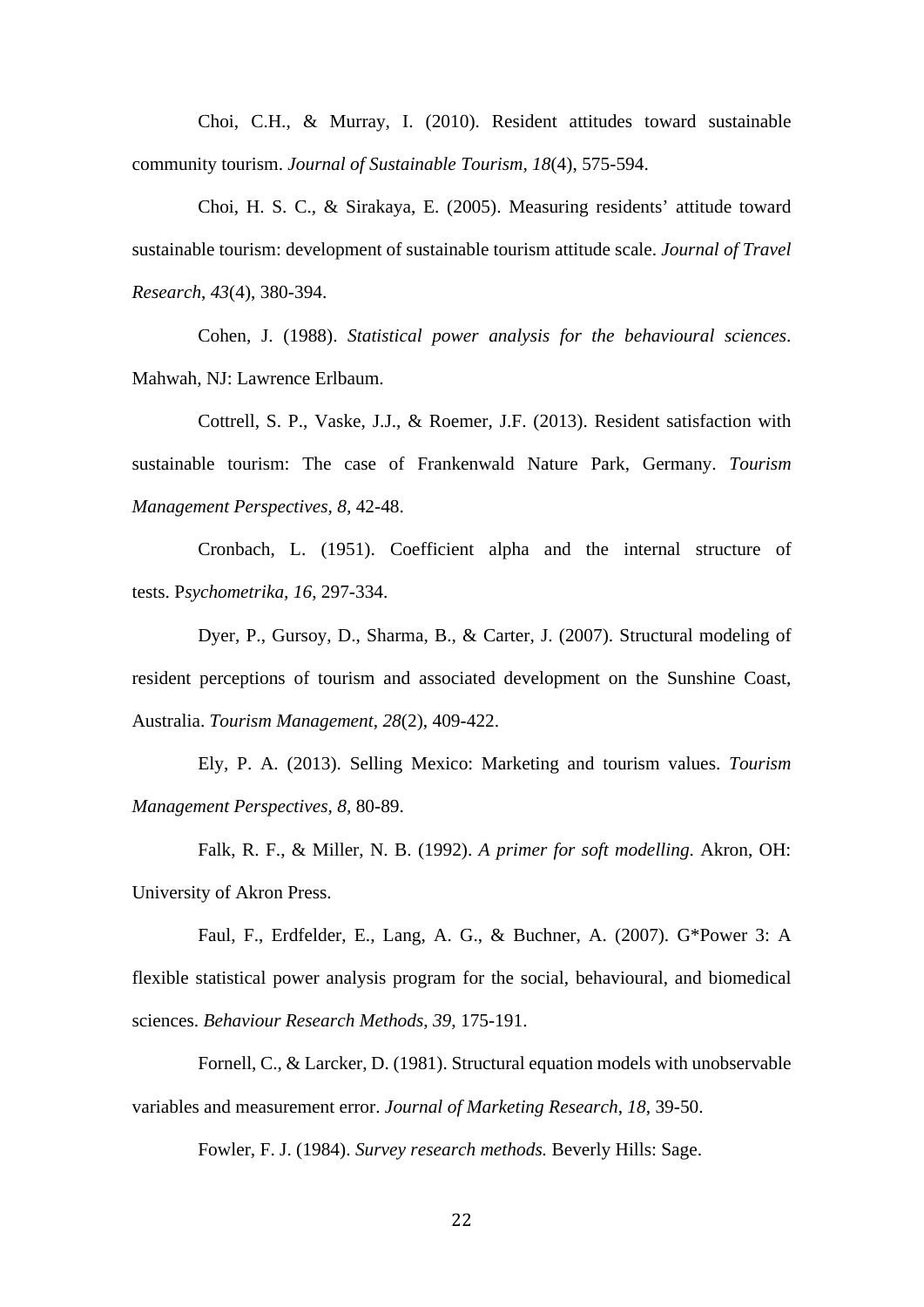Choi, C.H., & Murray, I. (2010). Resident attitudes toward sustainable community tourism. *Journal of Sustainable Tourism*, *18*(4), 575-594.

Choi, H. S. C., & Sirakaya, E. (2005). Measuring residents' attitude toward sustainable tourism: development of sustainable tourism attitude scale. *Journal of Travel Research*, *43*(4), 380-394.

Cohen, J. (1988). *Statistical power analysis for the behavioural sciences*. Mahwah, NJ: Lawrence Erlbaum.

Cottrell, S. P., Vaske, J.J., & Roemer, J.F. (2013). Resident satisfaction with sustainable tourism: The case of Frankenwald Nature Park, Germany. *Tourism Management Perspectives, 8*, 42-48.

Cronbach, L. (1951). Coefficient alpha and the internal structure of tests. P*sychometrika, 16*, 297-334.

Dyer, P., Gursoy, D., Sharma, B., & Carter, J. (2007). Structural modeling of resident perceptions of tourism and associated development on the Sunshine Coast, Australia. *Tourism Management*, *28*(2), 409-422.

Ely, P. A. (2013). Selling Mexico: Marketing and tourism values. *Tourism Management Perspectives, 8*, 80-89.

Falk, R. F., & Miller, N. B. (1992). *A primer for soft modelling*. Akron, OH: University of Akron Press.

Faul, F., Erdfelder, E., Lang, A. G., & Buchner, A. (2007). G*Power 3: A flexible statistical power analysis program for the social, behavioural, and biomedical sciences. *Behaviour Research Methods*, *39*, 175-191.

Fornell, C., & Larcker, D. (1981). Structural equation models with unobservable variables and measurement error. *Journal of Marketing Research*, *18*, 39-50.

Fowler, F. J. (1984). *Survey research methods.* Beverly Hills: Sage.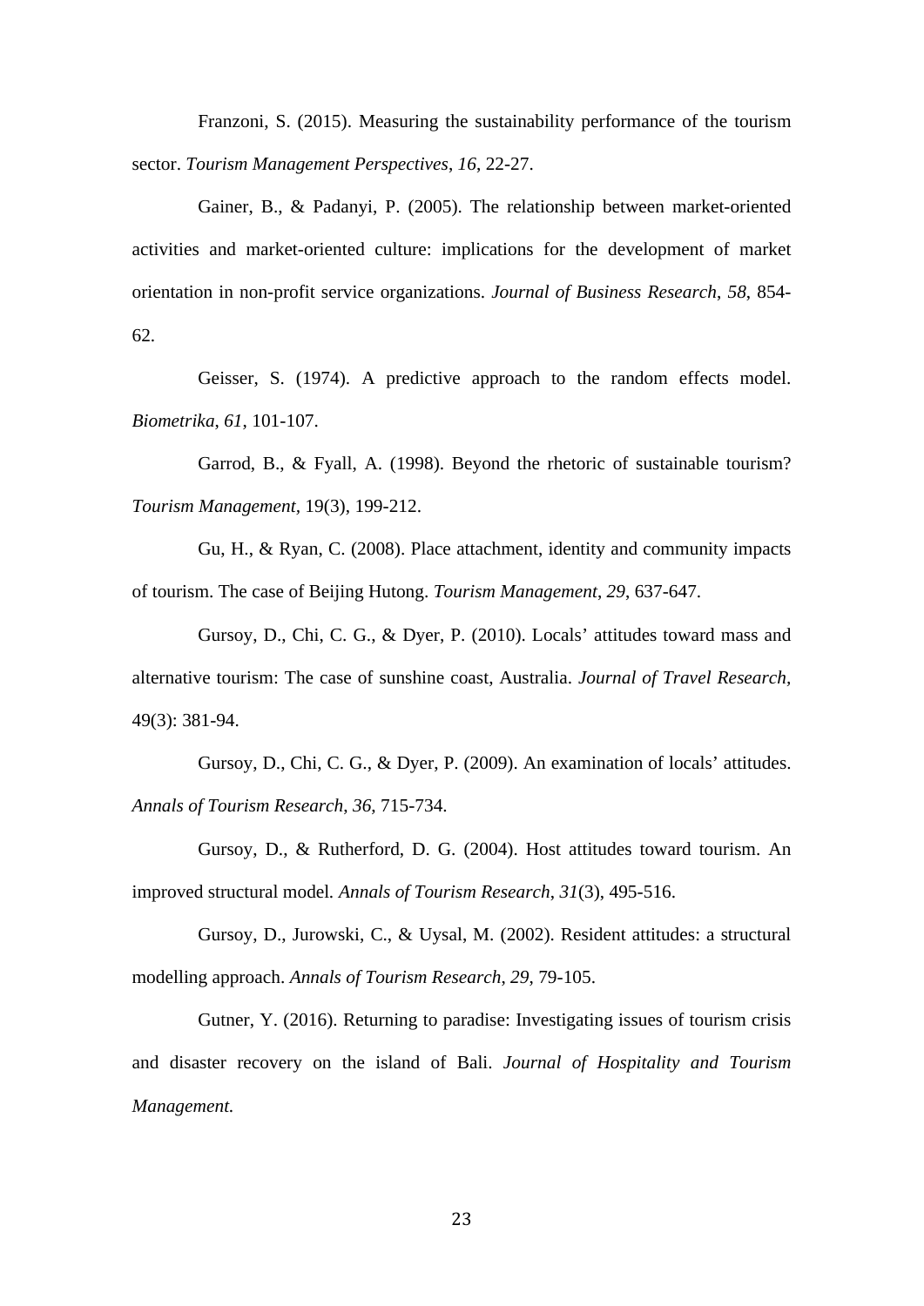Franzoni, S. (2015). Measuring the sustainability performance of the tourism sector. *Tourism Management Perspectives*, *16*, 22-27.

Gainer, B., & Padanyi, P. (2005). The relationship between market-oriented activities and market-oriented culture: implications for the development of market orientation in non-profit service organizations. *Journal of Business Research*, *58*, 854-62.

Geisser, S. (1974). A predictive approach to the random effects model. *Biometrika*, *61*, 101-107.

Garrod, B., & Fyall, A. (1998). Beyond the rhetoric of sustainable tourism? *Tourism Management,* 19(3), 199-212.

Gu, H., & Ryan, C. (2008). Place attachment, identity and community impacts of tourism. The case of Beijing Hutong. *Tourism Management*, *29*, 637-647.

Gursoy, D., Chi, C. G., & Dyer, P. (2010). Locals' attitudes toward mass and alternative tourism: The case of sunshine coast, Australia. *Journal of Travel Research,* 49(3): 381-94.

Gursoy, D., Chi, C. G., & Dyer, P. (2009). An examination of locals' attitudes. *Annals of Tourism Research*, *36*, 715-734.

Gursoy, D., & Rutherford, D. G. (2004). Host attitudes toward tourism. An improved structural model. *Annals of Tourism Research*, *31*(3), 495-516.

Gursoy, D., Jurowski, C., & Uysal, M. (2002). Resident attitudes: a structural modelling approach. *Annals of Tourism Research*, *29*, 79-105.

Gutner, Y. (2016). Returning to paradise: Investigating issues of tourism crisis and disaster recovery on the island of Bali. *Journal of Hospitality and Tourism Management.*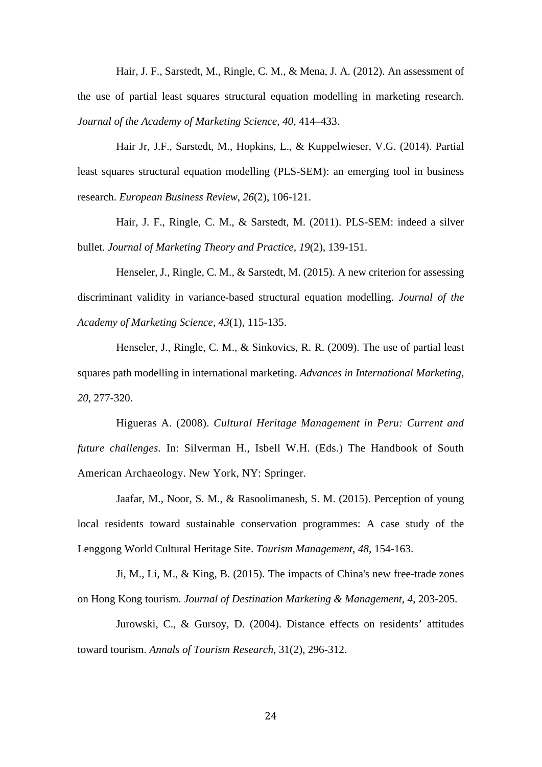Hair, J. F., Sarstedt, M., Ringle, C. M., & Mena, J. A. (2012). An assessment of the use of partial least squares structural equation modelling in marketing research. *Journal of the Academy of Marketing Science*, *40*, 414–433.

Hair Jr, J.F., Sarstedt, M., Hopkins, L., & Kuppelwieser, V.G. (2014). Partial least squares structural equation modelling (PLS-SEM): an emerging tool in business research. *European Business Review*, *26*(2), 106-121.

Hair, J. F., Ringle, C. M., & Sarstedt, M. (2011). PLS-SEM: indeed a silver bullet. *Journal of Marketing Theory and Practice*, *19*(2), 139-151.

Henseler, J., Ringle, C. M., & Sarstedt, M. (2015). A new criterion for assessing discriminant validity in variance-based structural equation modelling. *Journal of the Academy of Marketing Science*, *43*(1), 115-135.

Henseler, J., Ringle, C. M., & Sinkovics, R. R. (2009). The use of partial least squares path modelling in international marketing. *Advances in International Marketing*, *20*, 277-320.

Higueras A. (2008). *Cultural Heritage Management in Peru: Current and future challenges*. In: Silverman H., Isbell W.H. (Eds.) The Handbook of South American Archaeology. New York, NY: Springer.

Jaafar, M., Noor, S. M., & Rasoolimanesh, S. M. (2015). Perception of young local residents toward sustainable conservation programmes: A case study of the Lenggong World Cultural Heritage Site. *Tourism Management*, *48*, 154-163.

Ji, M., Li, M., & King, B. (2015). The impacts of China's new free-trade zones on Hong Kong tourism. *Journal of Destination Marketing & Management*, *4*, 203-205.

Jurowski, C., & Gursoy, D. (2004). Distance effects on residents' attitudes toward tourism. *Annals of Tourism Research*, 31(2), 296-312.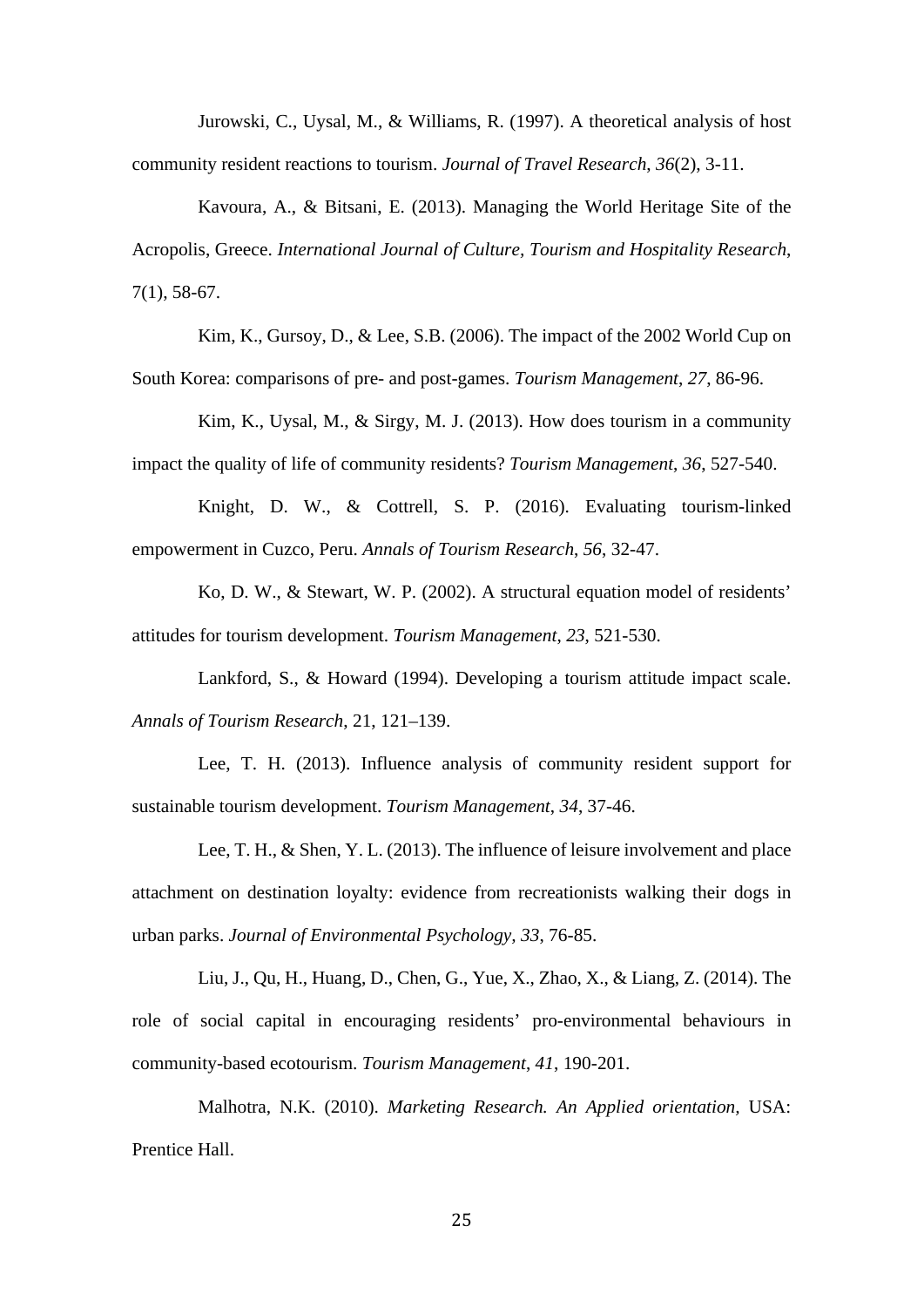Jurowski, C., Uysal, M., & Williams, R. (1997). A theoretical analysis of host community resident reactions to tourism. *Journal of Travel Research*, *36*(2), 3-11.

Kavoura, A., & Bitsani, E. (2013). Managing the World Heritage Site of the Acropolis, Greece. *International Journal of Culture, Tourism and Hospitality Research*, 7(1), 58-67.

Kim, K., Gursoy, D., & Lee, S.B. (2006). The impact of the 2002 World Cup on South Korea: comparisons of pre- and post-games. *Tourism Management*, *27*, 86-96.

Kim, K., Uysal, M., & Sirgy, M. J. (2013). How does tourism in a community impact the quality of life of community residents? *Tourism Management*, *36*, 527-540.

Knight, D. W., & Cottrell, S. P. (2016). Evaluating tourism-linked empowerment in Cuzco, Peru. *Annals of Tourism Research*, *56*, 32-47.

Ko, D. W., & Stewart, W. P. (2002). A structural equation model of residents' attitudes for tourism development. *Tourism Management*, *23*, 521-530.

Lankford, S., & Howard (1994). Developing a tourism attitude impact scale. *Annals of Tourism Research*, 21, 121–139.

Lee, T. H. (2013). Influence analysis of community resident support for sustainable tourism development. *Tourism Management*, *34*, 37-46.

Lee, T. H., & Shen, Y. L. (2013). The influence of leisure involvement and place attachment on destination loyalty: evidence from recreationists walking their dogs in urban parks. *Journal of Environmental Psychology, 33*, 76-85.

Liu, J., Qu, H., Huang, D., Chen, G., Yue, X., Zhao, X., & Liang, Z. (2014). The role of social capital in encouraging residents' pro-environmental behaviours in community-based ecotourism. *Tourism Management*, *41*, 190-201.

Malhotra, N.K. (2010). *Marketing Research. An Applied orientation,* USA: Prentice Hall.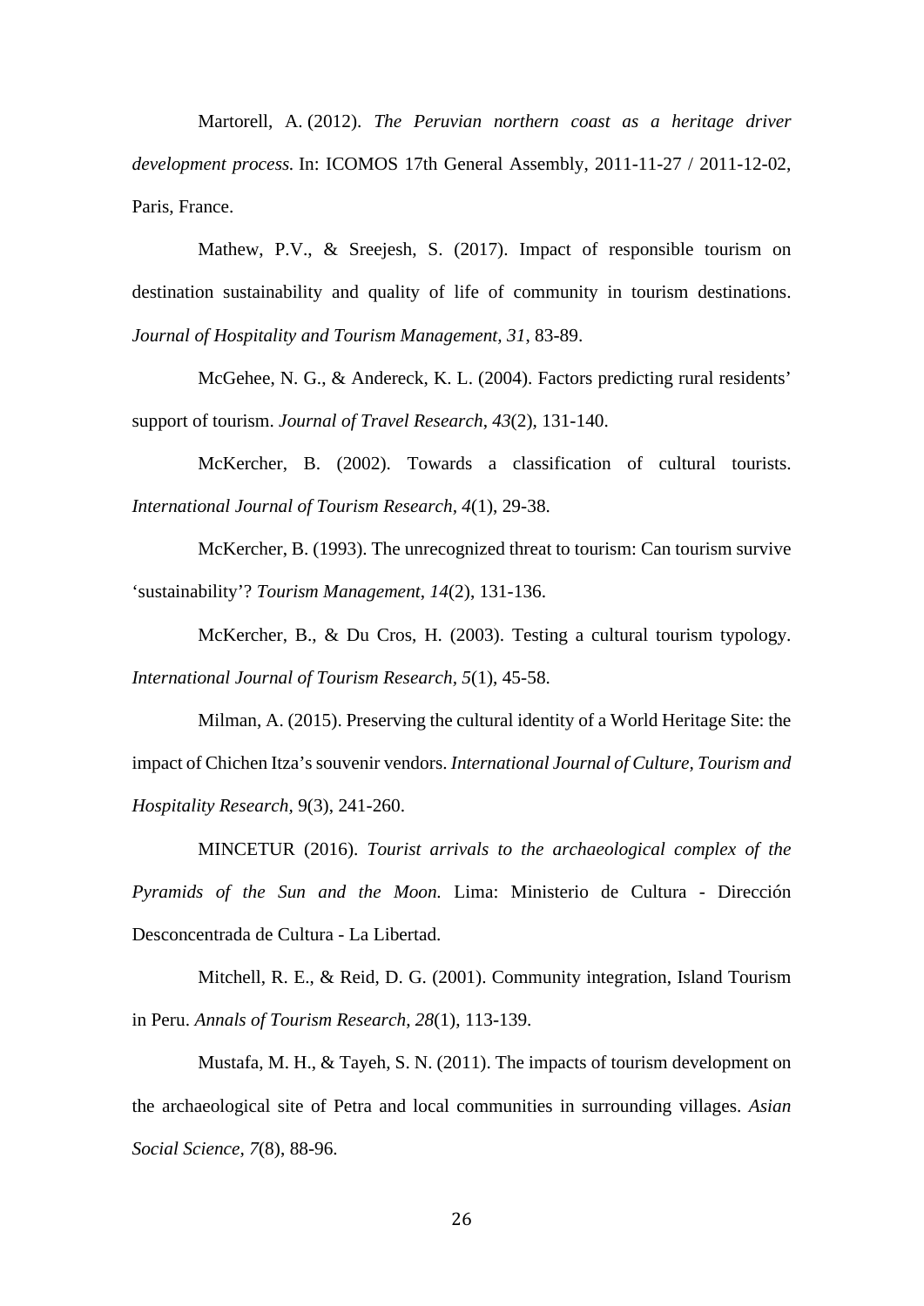Martorell, A. (2012). *The Peruvian northern coast as a heritage driver development process.* In: ICOMOS 17th General Assembly, 2011-11-27 / 2011-12-02, Paris, France.

Mathew, P.V., & Sreejesh, S. (2017). Impact of responsible tourism on destination sustainability and quality of life of community in tourism destinations. *Journal of Hospitality and Tourism Management, 31*, 83-89.

McGehee, N. G., & Andereck, K. L. (2004). Factors predicting rural residents' support of tourism. *Journal of Travel Research*, *43*(2), 131-140.

McKercher, B. (2002). Towards a classification of cultural tourists. *International Journal of Tourism Research*, *4*(1), 29-38.

McKercher, B. (1993). The unrecognized threat to tourism: Can tourism survive 'sustainability'? *Tourism Management*, *14*(2), 131-136.

McKercher, B., & Du Cros, H. (2003). Testing a cultural tourism typology. *International Journal of Tourism Research*, *5*(1), 45-58.

Milman, A. (2015). Preserving the cultural identity of a World Heritage Site: the impact of Chichen Itza's souvenir vendors. *International Journal of Culture, Tourism and Hospitality Research*, 9(3), 241-260.

MINCETUR (2016). *Tourist arrivals to the archaeological complex of the Pyramids of the Sun and the Moon.* Lima: Ministerio de Cultura - Dirección Desconcentrada de Cultura - La Libertad.

Mitchell, R. E., & Reid, D. G. (2001). Community integration, Island Tourism in Peru. *Annals of Tourism Research*, *28*(1), 113-139.

Mustafa, M. H., & Tayeh, S. N. (2011). The impacts of tourism development on the archaeological site of Petra and local communities in surrounding villages. *Asian Social Science, 7*(8), 88-96.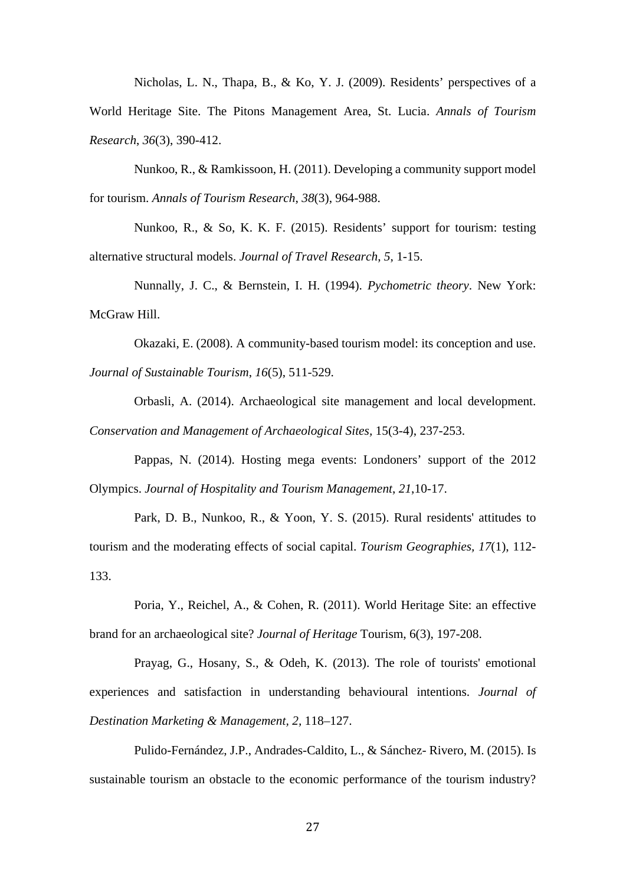Nicholas, L. N., Thapa, B., & Ko, Y. J. (2009). Residents' perspectives of a World Heritage Site. The Pitons Management Area, St. Lucia. *Annals of Tourism Research*, *36*(3), 390-412.

Nunkoo, R., & Ramkissoon, H. (2011). Developing a community support model for tourism. *Annals of Tourism Research*, *38*(3), 964-988.

Nunkoo, R., & So, K. K. F. (2015). Residents' support for tourism: testing alternative structural models. *Journal of Travel Research*, *5*, 1-15.

Nunnally, J. C., & Bernstein, I. H. (1994). *Pychometric theory*. New York: McGraw Hill.

Okazaki, E. (2008). A community-based tourism model: its conception and use. *Journal of Sustainable Tourism*, *16*(5), 511-529.

Orbasli, A. (2014). Archaeological site management and local development. *Conservation and Management of Archaeological Sites*, 15(3-4), 237-253.

Pappas, N. (2014). Hosting mega events: Londoners' support of the 2012 Olympics. *Journal of Hospitality and Tourism Management*, *21*,10-17.

Park, D. B., Nunkoo, R., & Yoon, Y. S. (2015). Rural residents' attitudes to tourism and the moderating effects of social capital. *Tourism Geographies*, *17*(1), 112-133.

Poria, Y., Reichel, A., & Cohen, R. (2011). World Heritage Site: an effective brand for an archaeological site? *Journal of Heritage* Tourism, 6(3), 197-208.

Prayag, G., Hosany, S., & Odeh, K. (2013). The role of tourists' emotional experiences and satisfaction in understanding behavioural intentions. *Journal of Destination Marketing & Management*, *2*, 118–127.

Pulido-Fernández, J.P., Andrades-Caldito, L., & Sánchez- Rivero, M. (2015). Is sustainable tourism an obstacle to the economic performance of the tourism industry?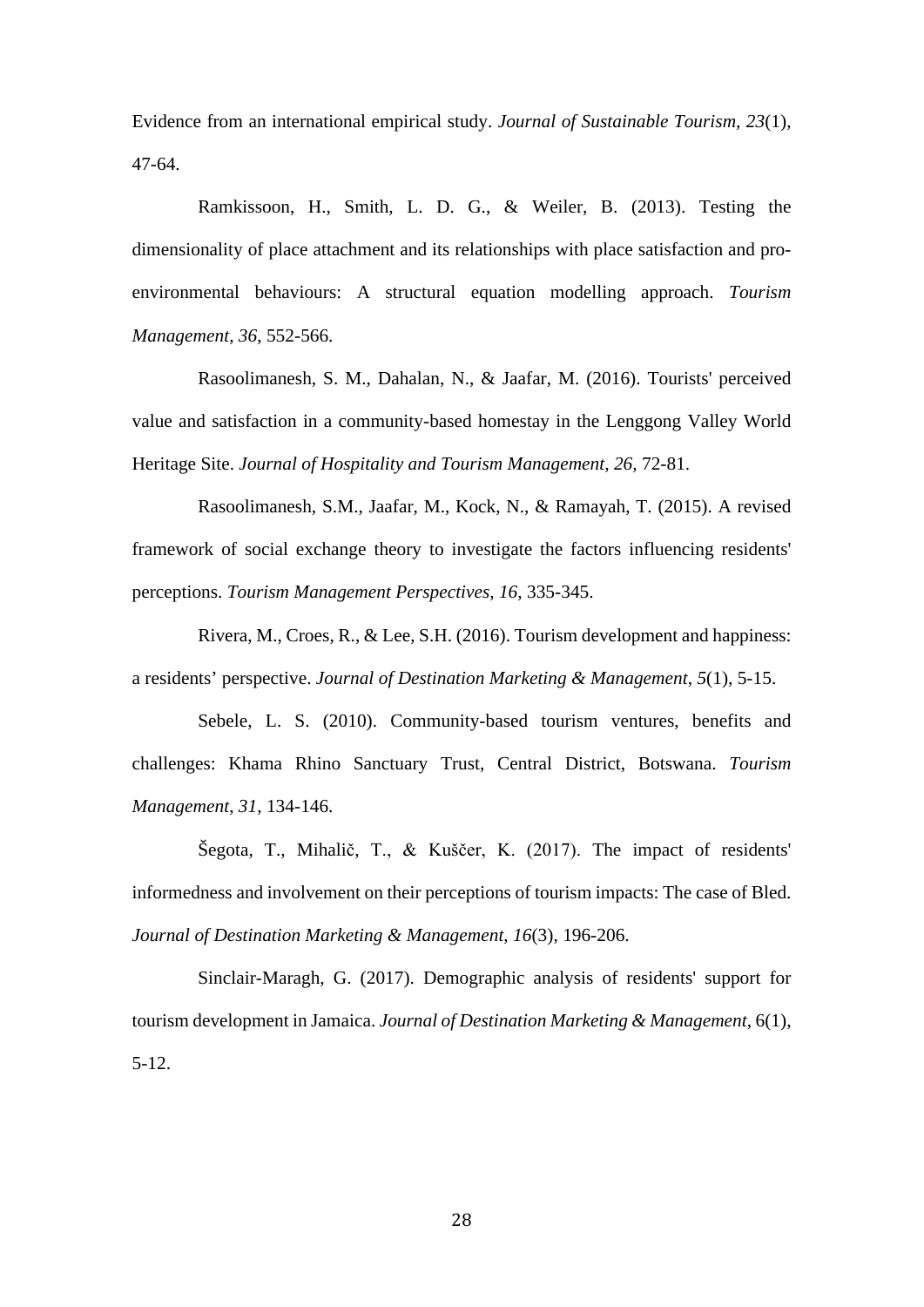Evidence from an international empirical study. *Journal of Sustainable Tourism, 23*(1), 47-64.

Ramkissoon, H., Smith, L. D. G., & Weiler, B. (2013). Testing the dimensionality of place attachment and its relationships with place satisfaction and pro-environmental behaviours: A structural equation modelling approach. *Tourism Management, 36*, 552-566.

Rasoolimanesh, S. M., Dahalan, N., & Jaafar, M. (2016). Tourists' perceived value and satisfaction in a community-based homestay in the Lenggong Valley World Heritage Site. *Journal of Hospitality and Tourism Management, 26,* 72-81.

Rasoolimanesh, S.M., Jaafar, M., Kock, N., & Ramayah, T. (2015). A revised framework of social exchange theory to investigate the factors influencing residents' perceptions. *Tourism Management Perspectives, 16*, 335-345.

Rivera, M., Croes, R., & Lee, S.H. (2016). Tourism development and happiness: a residents' perspective. *Journal of Destination Marketing & Management*, *5*(1), 5-15.

Sebele, L. S. (2010). Community-based tourism ventures, benefits and challenges: Khama Rhino Sanctuary Trust, Central District, Botswana. *Tourism Management, 31*, 134-146.

Šegota, T., Mihalič, T., & Kuščer, K. (2017). The impact of residents' informedness and involvement on their perceptions of tourism impacts: The case of Bled. *Journal of Destination Marketing & Management*, *16*(3), 196-206.

Sinclair-Maragh, G. (2017). Demographic analysis of residents' support for tourism development in Jamaica. *Journal of Destination Marketing & Management*, 6(1), 5-12.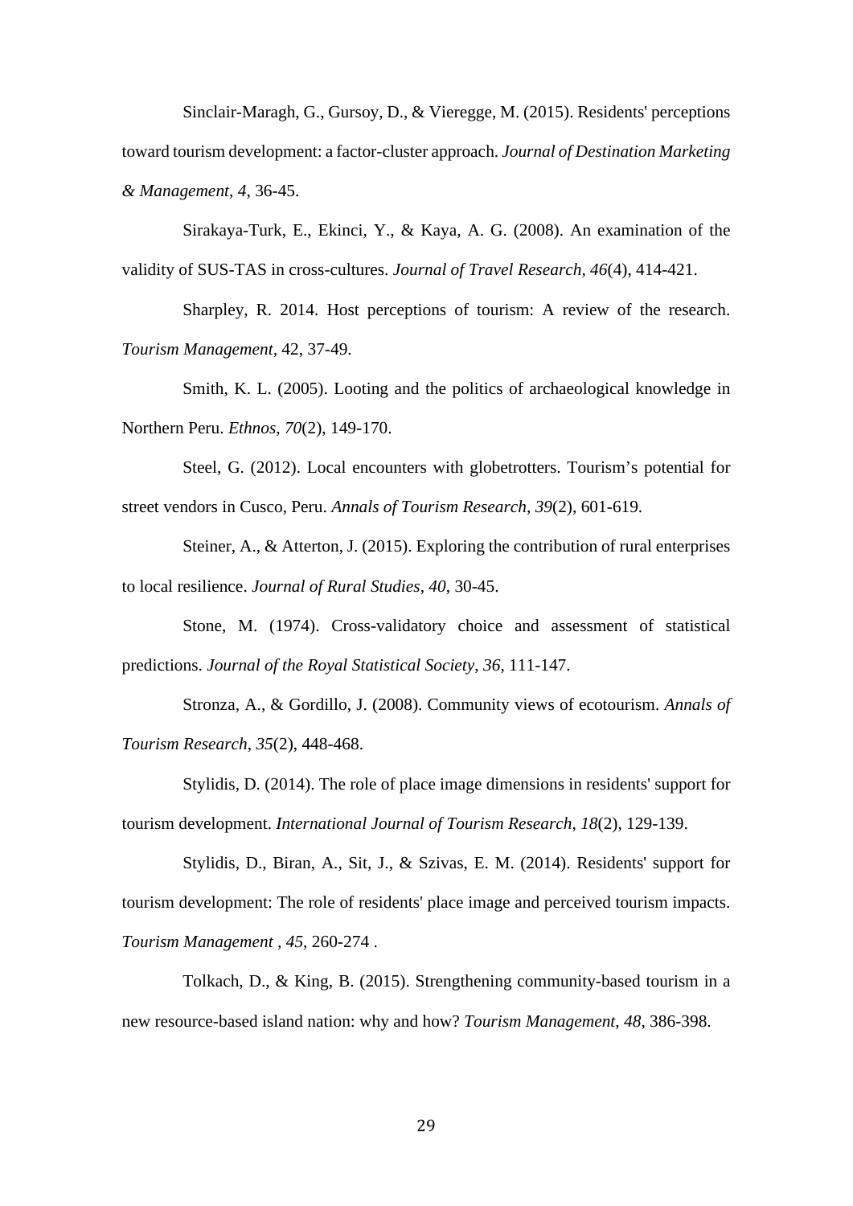Sinclair-Maragh, G., Gursoy, D., & Vieregge, M. (2015). Residents' perceptions toward tourism development: a factor-cluster approach. *Journal of Destination Marketing & Management*, *4*, 36-45.

Sirakaya-Turk, E., Ekinci, Y., & Kaya, A. G. (2008). An examination of the validity of SUS-TAS in cross-cultures. *Journal of Travel Research*, *46*(4), 414-421.

Sharpley, R. 2014. Host perceptions of tourism: A review of the research. *Tourism Management*, 42, 37-49.

Smith, K. L. (2005). Looting and the politics of archaeological knowledge in Northern Peru. *Ethnos*, *70*(2), 149-170.

Steel, G. (2012). Local encounters with globetrotters. Tourism's potential for street vendors in Cusco, Peru. *Annals of Tourism Research*, *39*(2), 601-619.

Steiner, A., & Atterton, J. (2015). Exploring the contribution of rural enterprises to local resilience. *Journal of Rural Studies*, *40*, 30-45.

Stone, M. (1974). Cross-validatory choice and assessment of statistical predictions. *Journal of the Royal Statistical Society*, *36*, 111-147.

Stronza, A., & Gordillo, J. (2008). Community views of ecotourism. *Annals of Tourism Research*, *35*(2), 448-468.

Stylidis, D. (2014). The role of place image dimensions in residents' support for tourism development. *International Journal of Tourism Research*, *18*(2), 129-139.

Stylidis, D., Biran, A., Sit, J., & Szivas, E. M. (2014). Residents' support for tourism development: The role of residents' place image and perceived tourism impacts. *Tourism Management* , *45*, 260-274 .

Tolkach, D., & King, B. (2015). Strengthening community-based tourism in a new resource-based island nation: why and how? *Tourism Management*, *48*, 386-398.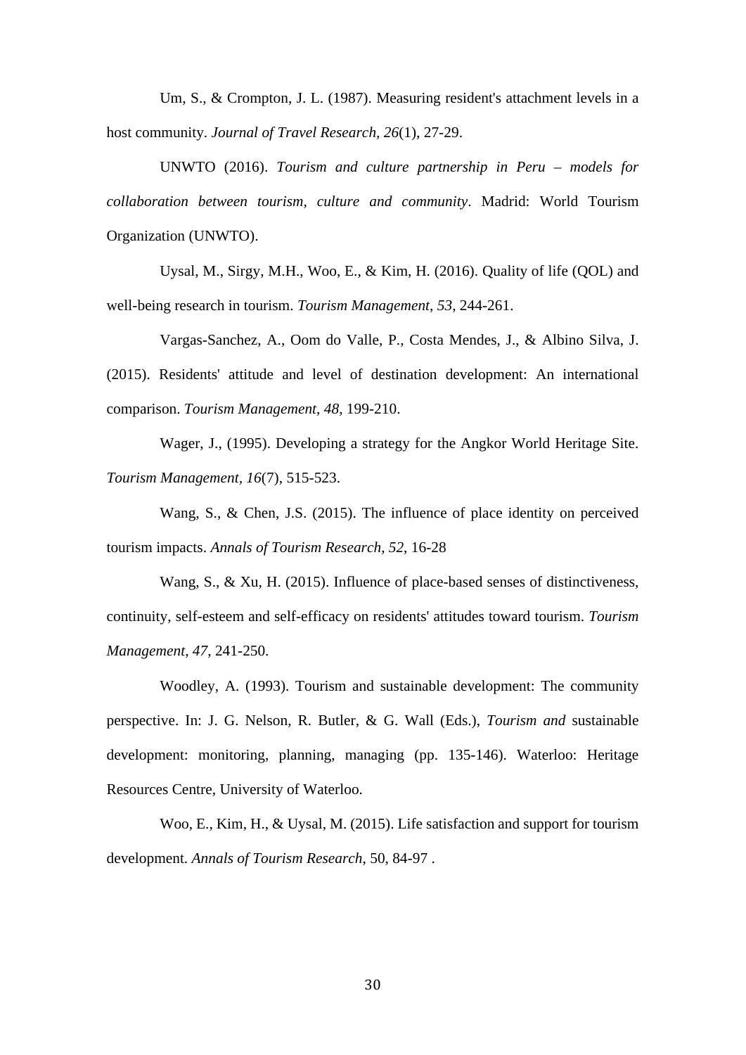Um, S., & Crompton, J. L. (1987). Measuring resident's attachment levels in a host community. *Journal of Travel Research, 26*(1), 27-29.

UNWTO (2016). *Tourism and culture partnership in Peru – models for collaboration between tourism, culture and community*. Madrid: World Tourism Organization (UNWTO).

Uysal, M., Sirgy, M.H., Woo, E., & Kim, H. (2016). Quality of life (QOL) and well-being research in tourism. *Tourism Management*, *53*, 244-261.

Vargas-Sanchez, A., Oom do Valle, P., Costa Mendes, J., & Albino Silva, J. (2015). Residents' attitude and level of destination development: An international comparison. *Tourism Management, 48*, 199-210.

Wager, J., (1995). Developing a strategy for the Angkor World Heritage Site. *Tourism Management, 16*(7), 515-523.

Wang, S., & Chen, J.S. (2015). The influence of place identity on perceived tourism impacts. *Annals of Tourism Research*, *52*, 16-28

Wang, S., & Xu, H. (2015). Influence of place-based senses of distinctiveness, continuity, self-esteem and self-efficacy on residents' attitudes toward tourism. *Tourism Management*, *47*, 241-250.

Woodley, A. (1993). Tourism and sustainable development: The community perspective. In: J. G. Nelson, R. Butler, & G. Wall (Eds.), *Tourism and* sustainable development: monitoring, planning, managing (pp. 135-146). Waterloo: Heritage Resources Centre, University of Waterloo.

Woo, E., Kim, H., & Uysal, M. (2015). Life satisfaction and support for tourism development. *Annals of Tourism Research*, 50, 84-97 .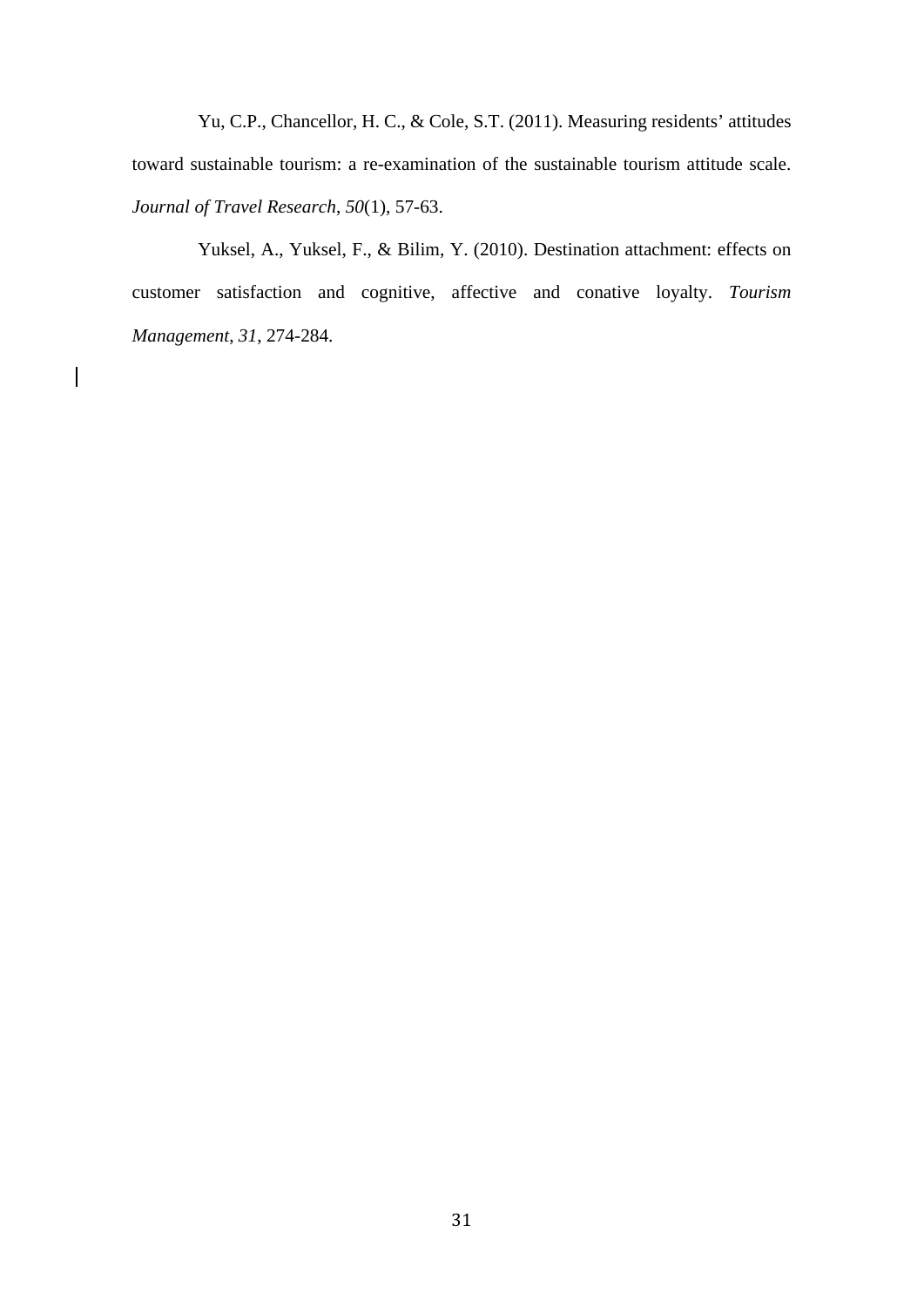Yu, C.P., Chancellor, H. C., & Cole, S.T. (2011). Measuring residents' attitudes toward sustainable tourism: a re-examination of the sustainable tourism attitude scale. *Journal of Travel Research*, *50*(1), 57-63.

Yuksel, A., Yuksel, F., & Bilim, Y. (2010). Destination attachment: effects on customer satisfaction and cognitive, affective and conative loyalty. *Tourism Management, 31*, 274-284.